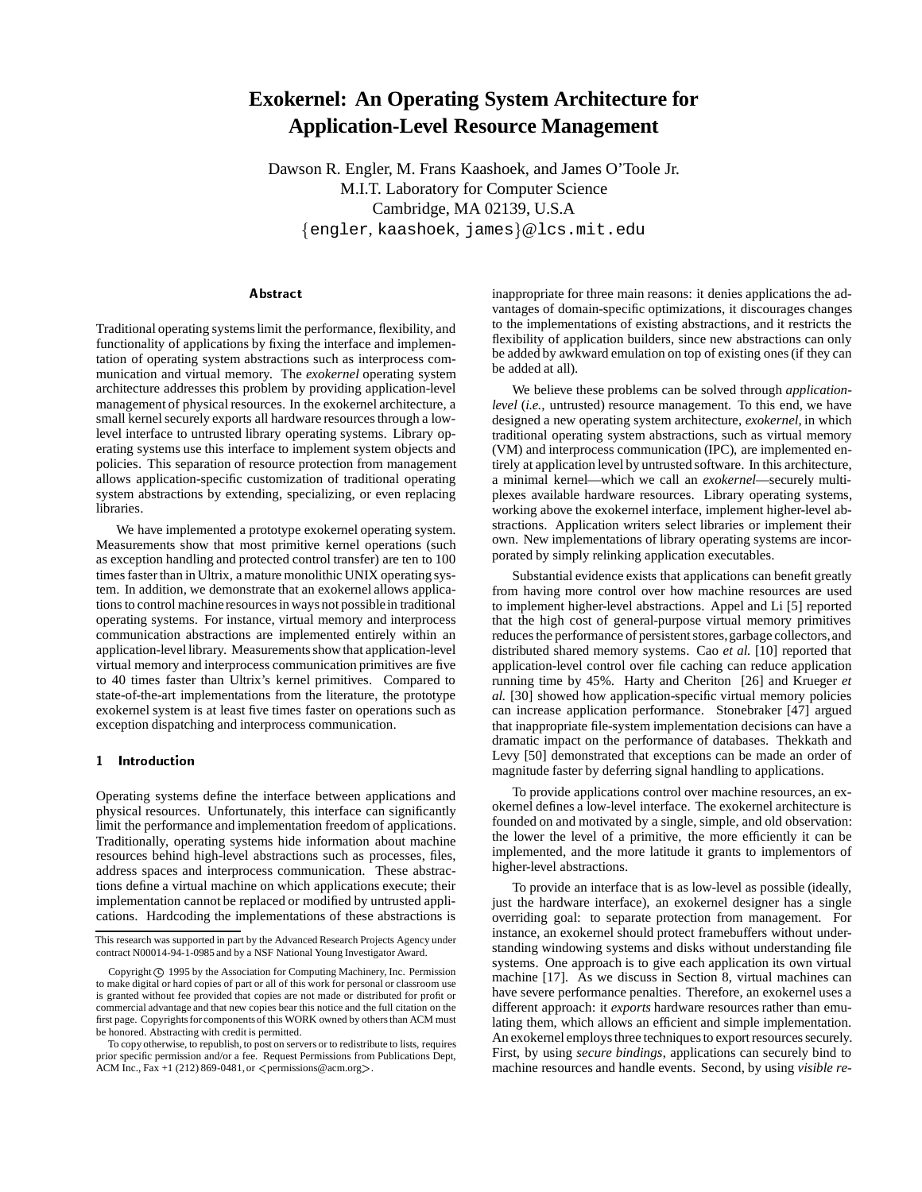# Exokernel: An Operating System Architecture for Application-Level Resource Management

Dawson R. Engler, M. Frans Kaashoek, and James O'Toole Jr.
M.I.T. Laboratory for Computer Science
Cambridge, MA 02139, U.S.A
{engler, kaashoek, james}@lcs.mit.edu

## Abstract

Traditional operating systems limit the performance, flexibility, and functionality of applications by fixing the interface and implementation of operating system abstractions such as interprocess communication and virtual memory. The *exokernel* operating system architecture addresses this problem by providing application-level management of physical resources. In the exokernel architecture, a small kernel securely exports all hardware resources through a low-level interface to untrusted library operating systems. Library operating systems use this interface to implement system objects and policies. This separation of resource protection from management allows application-specific customization of traditional operating system abstractions by extending, specializing, or even replacing libraries.

We have implemented a prototype exokernel operating system. Measurements show that most primitive kernel operations (such as exception handling and protected control transfer) are ten to 100 times faster than in Ultrix, a mature monolithic UNIX operating system. In addition, we demonstrate that an exokernel allows applications to control machine resources in ways not possible in traditional operating systems. For instance, virtual memory and interprocess communication abstractions are implemented entirely within an application-level library. Measurements show that application-level virtual memory and interprocess communication primitives are five to 40 times faster than Ultrix's kernel primitives. Compared to state-of-the-art implementations from the literature, the prototype exokernel system is at least five times faster on operations such as exception dispatching and interprocess communication.

## 1 Introduction

Operating systems define the interface between applications and physical resources. Unfortunately, this interface can significantly limit the performance and implementation freedom of applications. Traditionally, operating systems hide information about machine resources behind high-level abstractions such as processes, files, address spaces and interprocess communication. These abstractions define a virtual machine on which applications execute; their implementation cannot be replaced or modified by untrusted applications. Hardcoding the implementations of these abstractions is inappropriate for three main reasons: it denies applications the advantages of domain-specific optimizations, it discourages changes to the implementations of existing abstractions, and it restricts the flexibility of application builders, since new abstractions can only be added by awkward emulation on top of existing ones (if they can be added at all).

We believe these problems can be solved through *application-level* (*i.e.*, untrusted) resource management. To this end, we have designed a new operating system architecture, *exokernel*, in which traditional operating system abstractions, such as virtual memory (VM) and interprocess communication (IPC), are implemented entirely at application level by untrusted software. In this architecture, a minimal kernel—which we call an *exokernel*—securely multiplexes available hardware resources. Library operating systems, working above the exokernel interface, implement higher-level abstractions. Application writers select libraries or implement their own. New implementations of library operating systems are incorporated by simply relinking application executables.

Substantial evidence exists that applications can benefit greatly from having more control over how machine resources are used to implement higher-level abstractions. Appel and Li [5] reported that the high cost of general-purpose virtual memory primitives reduces the performance of persistent stores, garbage collectors, and distributed shared memory systems. Cao *et al.* [10] reported that application-level control over file caching can reduce application running time by 45%. Harty and Cheriton [26] and Krueger *et al.* [30] showed how application-specific virtual memory policies can increase application performance. Stonebraker [47] argued that inappropriate file-system implementation decisions can have a dramatic impact on the performance of databases. Thekkath and Levy [50] demonstrated that exceptions can be made an order of magnitude faster by deferring signal handling to applications.

To provide applications control over machine resources, an exokernel defines a low-level interface. The exokernel architecture is founded on and motivated by a single, simple, and old observation: the lower the level of a primitive, the more efficiently it can be implemented, and the more latitude it grants to implementors of higher-level abstractions.

To provide an interface that is as low-level as possible (ideally, just the hardware interface), an exokernel designer has a single overriding goal: to separate protection from management. For instance, an exokernel should protect framebuffers without understanding windowing systems and disks without understanding file systems. One approach is to give each application its own virtual machine [17]. As we discuss in Section 8, virtual machines can have severe performance penalties. Therefore, an exokernel uses a different approach: it *exports* hardware resources rather than emulating them, which allows an efficient and simple implementation. An exokernel employs three techniques to export resources securely. First, by using *secure bindings*, applications can securely bind to machine resources and handle events. Second, by using *visible re-*

---

This research was supported in part by the Advanced Research Projects Agency under contract N00014-94-1-0985 and by a NSF National Young Investigator Award.

Copyright © 1995 by the Association for Computing Machinery, Inc. Permission to make digital or hard copies of part or all of this work for personal or classroom use is granted without fee provided that copies are not made or distributed for profit or commercial advantage and that new copies bear this notice and the full citation on the first page. Copyrights for components of this WORK owned by others than ACM must be honored. Abstracting with credit is permitted.

To copy otherwise, to republish, to post on servers or to redistribute to lists, requires prior specific permission and/or a fee. Request Permissions from Publications Dept, ACM Inc., Fax +1 (212) 869-0481, or <permissions@acm.org>.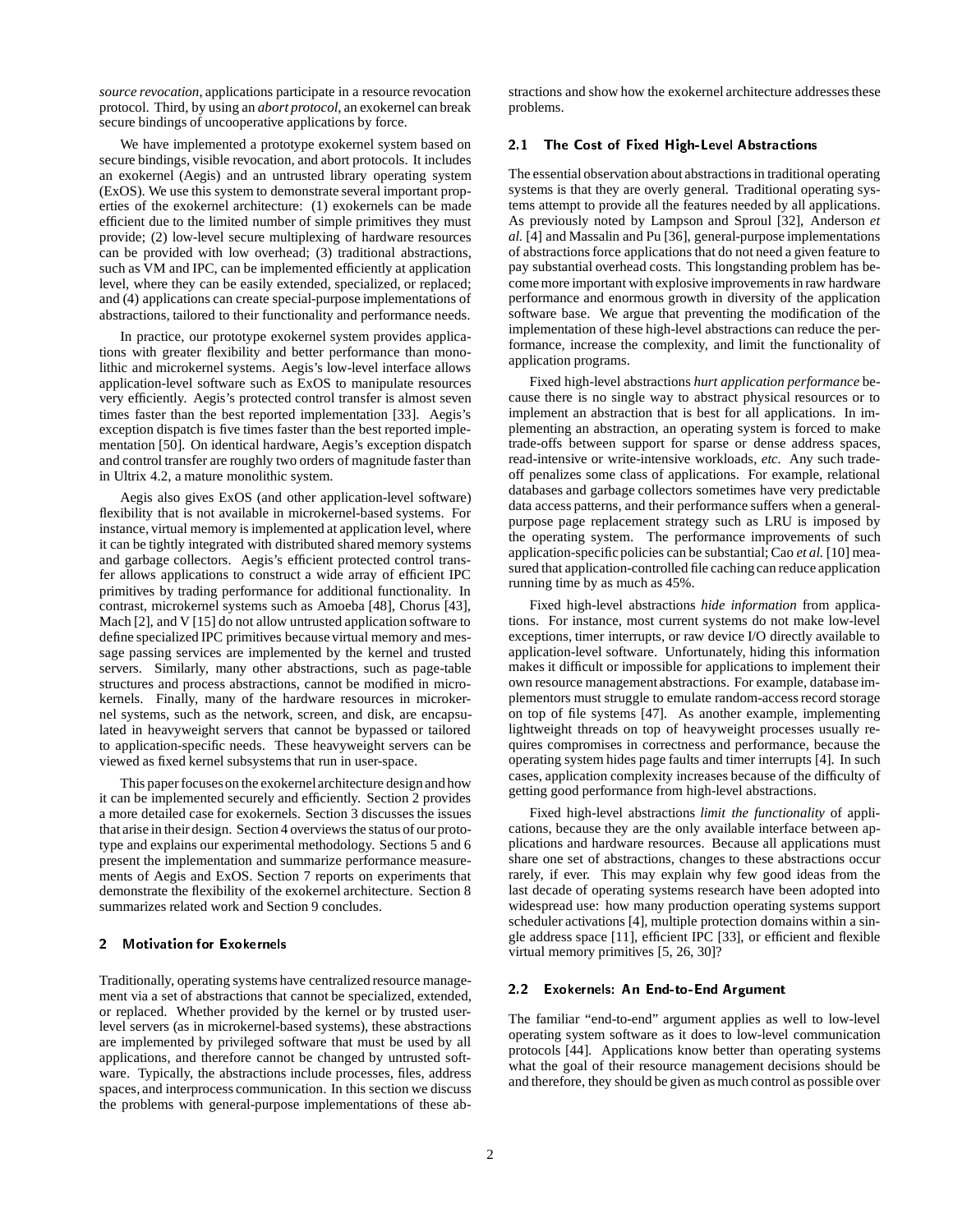*source revocation*, applications participate in a resource revocation protocol. Third, by using an *abort protocol*, an exokernel can break secure bindings of uncooperative applications by force.

We have implemented a prototype exokernel system based on secure bindings, visible revocation, and abort protocols. It includes an exokernel (Aegis) and an untrusted library operating system (ExOS). We use this system to demonstrate several important properties of the exokernel architecture: (1) exokernels can be made efficient due to the limited number of simple primitives they must provide; (2) low-level secure multiplexing of hardware resources can be provided with low overhead; (3) traditional abstractions, such as VM and IPC, can be implemented efficiently at application level, where they can be easily extended, specialized, or replaced; and (4) applications can create special-purpose implementations of abstractions, tailored to their functionality and performance needs.

In practice, our prototype exokernel system provides applications with greater flexibility and better performance than monolithic and microkernel systems. Aegis's low-level interface allows application-level software such as ExOS to manipulate resources very efficiently. Aegis's protected control transfer is almost seven times faster than the best reported implementation [33]. Aegis's exception dispatch is five times faster than the best reported implementation [50]. On identical hardware, Aegis's exception dispatch and control transfer are roughly two orders of magnitude faster than in Ultrix 4.2, a mature monolithic system.

Aegis also gives ExOS (and other application-level software) flexibility that is not available in microkernel-based systems. For instance, virtual memory is implemented at application level, where it can be tightly integrated with distributed shared memory systems and garbage collectors. Aegis's efficient protected control transfer allows applications to construct a wide array of efficient IPC primitives by trading performance for additional functionality. In contrast, microkernel systems such as Amoeba [48], Chorus [43], Mach [2], and V [15] do not allow untrusted application software to define specialized IPC primitives because virtual memory and message passing services are implemented by the kernel and trusted servers. Similarly, many other abstractions, such as page-table structures and process abstractions, cannot be modified in microkernels. Finally, many of the hardware resources in microkernel systems, such as the network, screen, and disk, are encapsulated in heavyweight servers that cannot be bypassed or tailored to application-specific needs. These heavyweight servers can be viewed as fixed kernel subsystems that run in user-space.

This paper focuses on the exokernel architecture design and how it can be implemented securely and efficiently. Section 2 provides a more detailed case for exokernels. Section 3 discusses the issues that arise in their design. Section 4 overviews the status of our prototype and explains our experimental methodology. Sections 5 and 6 present the implementation and summarize performance measurements of Aegis and ExOS. Section 7 reports on experiments that demonstrate the flexibility of the exokernel architecture. Section 8 summarizes related work and Section 9 concludes.

## 2 Motivation for Exokernels

Traditionally, operating systems have centralized resource management via a set of abstractions that cannot be specialized, extended, or replaced. Whether provided by the kernel or by trusted user-level servers (as in microkernel-based systems), these abstractions are implemented by privileged software that must be used by all applications, and therefore cannot be changed by untrusted software. Typically, the abstractions include processes, files, address spaces, and interprocess communication. In this section we discuss the problems with general-purpose implementations of these abstractions and show how the exokernel architecture addresses these problems.

### 2.1 The Cost of Fixed High-Level Abstractions

The essential observation about abstractions in traditional operating systems is that they are overly general. Traditional operating systems attempt to provide all the features needed by all applications. As previously noted by Lampson and Sproul [32], Anderson *et al.* [4] and Massalin and Pu [36], general-purpose implementations of abstractions force applications that do not need a given feature to pay substantial overhead costs. This longstanding problem has become more important with explosive improvements in raw hardware performance and enormous growth in diversity of the application software base. We argue that preventing the modification of the implementation of these high-level abstractions can reduce the performance, increase the complexity, and limit the functionality of application programs.

Fixed high-level abstractions *hurt application performance* because there is no single way to abstract physical resources or to implement an abstraction that is best for all applications. In implementing an abstraction, an operating system is forced to make trade-offs between support for sparse or dense address spaces, read-intensive or write-intensive workloads, *etc.* Any such trade-off penalizes some class of applications. For example, relational databases and garbage collectors sometimes have very predictable data access patterns, and their performance suffers when a general-purpose page replacement strategy such as LRU is imposed by the operating system. The performance improvements of such application-specific policies can be substantial; Cao *et al.* [10] measured that application-controlled file caching can reduce application running time by as much as 45%.

Fixed high-level abstractions *hide information* from applications. For instance, most current systems do not make low-level exceptions, timer interrupts, or raw device I/O directly available to application-level software. Unfortunately, hiding this information makes it difficult or impossible for applications to implement their own resource management abstractions. For example, database implementors must struggle to emulate random-access record storage on top of file systems [47]. As another example, implementing lightweight threads on top of heavyweight processes usually requires compromises in correctness and performance, because the operating system hides page faults and timer interrupts [4]. In such cases, application complexity increases because of the difficulty of getting good performance from high-level abstractions.

Fixed high-level abstractions *limit the functionality* of applications, because they are the only available interface between applications and hardware resources. Because all applications must share one set of abstractions, changes to these abstractions occur rarely, if ever. This may explain why few good ideas from the last decade of operating systems research have been adopted into widespread use: how many production operating systems support scheduler activations [4], multiple protection domains within a single address space [11], efficient IPC [33], or efficient and flexible virtual memory primitives [5, 26, 30]?

### 2.2 Exokernels: An End-to-End Argument

The familiar "end-to-end" argument applies as well to low-level operating system software as it does to low-level communication protocols [44]. Applications know better than operating systems what the goal of their resource management decisions should be and therefore, they should be given as much control as possible over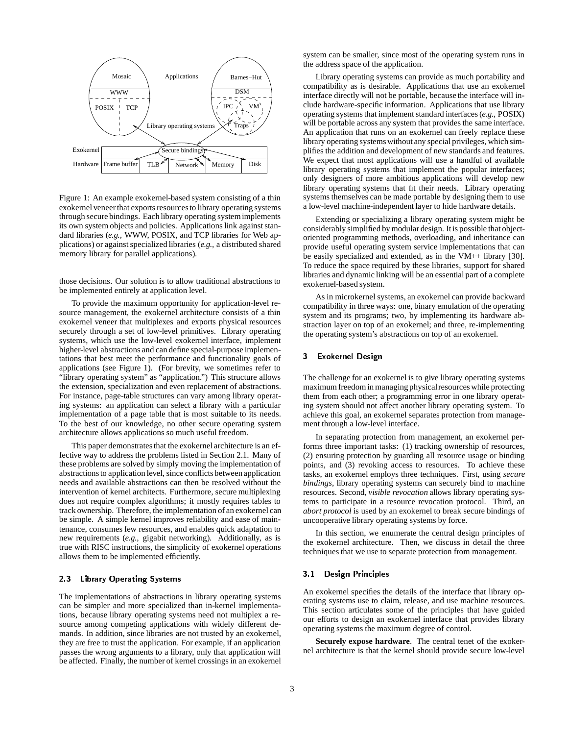Figure 1: An example exokernel-based system consisting of a thin exokernel veneer that exports resources to library operating systems through secure bindings. Each library operating system implements its own system objects and policies. Applications link against standard libraries (*e.g.,* WWW, POSIX, and TCP libraries for Web applications) or against specialized libraries (*e.g.,* a distributed shared memory library for parallel applications).

those decisions. Our solution is to allow traditional abstractions to be implemented entirely at application level.

To provide the maximum opportunity for application-level resource management, the exokernel architecture consists of a thin exokernel veneer that multiplexes and exports physical resources securely through a set of low-level primitives. Library operating systems, which use the low-level exokernel interface, implement higher-level abstractions and can define special-purpose implementations that best meet the performance and functionality goals of applications (see Figure 1). (For brevity, we sometimes refer to "library operating system" as "application.") This structure allows the extension, specialization and even replacement of abstractions. For instance, page-table structures can vary among library operating systems: an application can select a library with a particular implementation of a page table that is most suitable to its needs. To the best of our knowledge, no other secure operating system architecture allows applications so much useful freedom.

This paper demonstrates that the exokernel architecture is an effective way to address the problems listed in Section 2.1. Many of these problems are solved by simply moving the implementation of abstractions to application level, since conflicts between application needs and available abstractions can then be resolved without the intervention of kernel architects. Furthermore, secure multiplexing does not require complex algorithms; it mostly requires tables to track ownership. Therefore, the implementation of an exokernel can be simple. A simple kernel improves reliability and ease of maintenance, consumes few resources, and enables quick adaptation to new requirements (*e.g.,* gigabit networking). Additionally, as is true with RISC instructions, the simplicity of exokernel operations allows them to be implemented efficiently.

### 2.3 Library Operating Systems

The implementations of abstractions in library operating systems can be simpler and more specialized than in-kernel implementations, because library operating systems need not multiplex a resource among competing applications with widely different demands. In addition, since libraries are not trusted by an exokernel, they are free to trust the application. For example, if an application passes the wrong arguments to a library, only that application will be affected. Finally, the number of kernel crossings in an exokernel system can be smaller, since most of the operating system runs in the address space of the application.

Library operating systems can provide as much portability and compatibility as is desirable. Applications that use an exokernel interface directly will not be portable, because the interface will include hardware-specific information. Applications that use library operating systems that implement standard interfaces (*e.g.,* POSIX) will be portable across any system that provides the same interface. An application that runs on an exokernel can freely replace these library operating systems without any special privileges, which simplifies the addition and development of new standards and features. We expect that most applications will use a handful of available library operating systems that implement the popular interfaces; only designers of more ambitious applications will develop new library operating systems that fit their needs. Library operating systems themselves can be made portable by designing them to use a low-level machine-independent layer to hide hardware details.

Extending or specializing a library operating system might be considerably simplified by modular design. It is possible that object-oriented programming methods, overloading, and inheritance can provide useful operating system service implementations that can be easily specialized and extended, as in the VM++ library [30]. To reduce the space required by these libraries, support for shared libraries and dynamic linking will be an essential part of a complete exokernel-based system.

As in microkernel systems, an exokernel can provide backward compatibility in three ways: one, binary emulation of the operating system and its programs; two, by implementing its hardware abstraction layer on top of an exokernel; and three, re-implementing the operating system's abstractions on top of an exokernel.

## 3 Exokernel Design

The challenge for an exokernel is to give library operating systems maximum freedom in managing physical resources while protecting them from each other; a programming error in one library operating system should not affect another library operating system. To achieve this goal, an exokernel separates protection from management through a low-level interface.

In separating protection from management, an exokernel performs three important tasks: (1) tracking ownership of resources, (2) ensuring protection by guarding all resource usage or binding points, and (3) revoking access to resources. To achieve these tasks, an exokernel employs three techniques. First, using *secure bindings*, library operating systems can securely bind to machine resources. Second, *visible revocation* allows library operating systems to participate in a resource revocation protocol. Third, an *abort protocol* is used by an exokernel to break secure bindings of uncooperative library operating systems by force.

In this section, we enumerate the central design principles of the exokernel architecture. Then, we discuss in detail the three techniques that we use to separate protection from management.

### 3.1 Design Principles

An exokernel specifies the details of the interface that library operating systems use to claim, release, and use machine resources. This section articulates some of the principles that have guided our efforts to design an exokernel interface that provides library operating systems the maximum degree of control.

**Securely expose hardware**. The central tenet of the exokernel architecture is that the kernel should provide secure low-level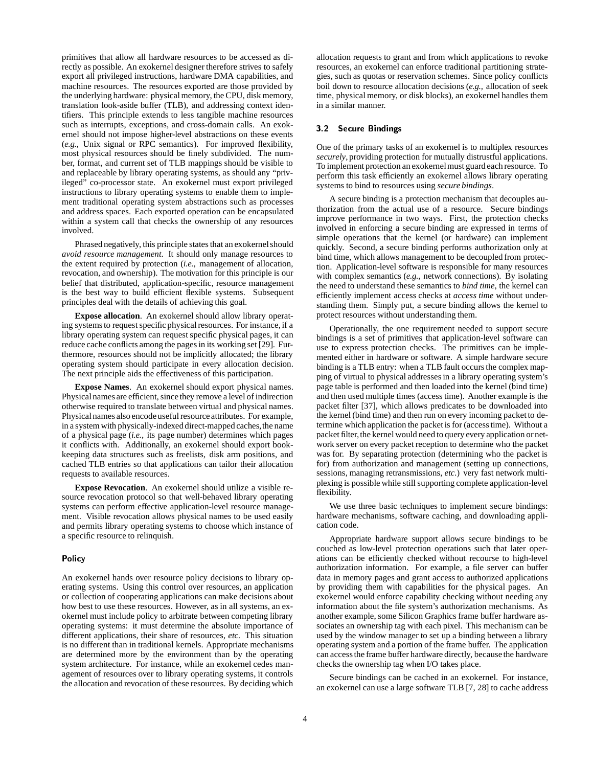primitives that allow all hardware resources to be accessed as directly as possible. An exokernel designer therefore strives to safely export all privileged instructions, hardware DMA capabilities, and machine resources. The resources exported are those provided by the underlying hardware: physical memory, the CPU, disk memory, translation look-aside buffer (TLB), and addressing context identifiers. This principle extends to less tangible machine resources such as interrupts, exceptions, and cross-domain calls. An exokernel should not impose higher-level abstractions on these events (*e.g.,* Unix signal or RPC semantics). For improved flexibility, most physical resources should be finely subdivided. The number, format, and current set of TLB mappings should be visible to and replaceable by library operating systems, as should any "privileged" co-processor state. An exokernel must export privileged instructions to library operating systems to enable them to implement traditional operating system abstractions such as processes and address spaces. Each exported operation can be encapsulated within a system call that checks the ownership of any resources involved.

Phrased negatively, this principle states that an exokernel should *avoid resource management*. It should only manage resources to the extent required by protection (*i.e.,* management of allocation, revocation, and ownership). The motivation for this principle is our belief that distributed, application-specific, resource management is the best way to build efficient flexible systems. Subsequent principles deal with the details of achieving this goal.

**Expose allocation**. An exokernel should allow library operating systems to request specific physical resources. For instance, if a library operating system can request specific physical pages, it can reduce cache conflicts among the pages in its working set [29]. Furthermore, resources should not be implicitly allocated; the library operating system should participate in every allocation decision. The next principle aids the effectiveness of this participation.

**Expose Names**. An exokernel should export physical names. Physical names are efficient, since they remove a level of indirection otherwise required to translate between virtual and physical names. Physical names also encode useful resource attributes. For example, in a system with physically-indexed direct-mapped caches, the name of a physical page (*i.e.,* its page number) determines which pages it conflicts with. Additionally, an exokernel should export bookkeeping data structures such as freelists, disk arm positions, and cached TLB entries so that applications can tailor their allocation requests to available resources.

**Expose Revocation**. An exokernel should utilize a visible resource revocation protocol so that well-behaved library operating systems can perform effective application-level resource management. Visible revocation allows physical names to be used easily and permits library operating systems to choose which instance of a specific resource to relinquish.

#### Policy

An exokernel hands over resource policy decisions to library operating systems. Using this control over resources, an application or collection of cooperating applications can make decisions about how best to use these resources. However, as in all systems, an exokernel must include policy to arbitrate between competing library operating systems: it must determine the absolute importance of different applications, their share of resources, *etc.* This situation is no different than in traditional kernels. Appropriate mechanisms are determined more by the environment than by the operating system architecture. For instance, while an exokernel cedes management of resources over to library operating systems, it controls the allocation and revocation of these resources. By deciding which allocation requests to grant and from which applications to revoke resources, an exokernel can enforce traditional partitioning strategies, such as quotas or reservation schemes. Since policy conflicts boil down to resource allocation decisions (*e.g.,* allocation of seek time, physical memory, or disk blocks), an exokernel handles them in a similar manner.

### 3.2 Secure Bindings

One of the primary tasks of an exokernel is to multiplex resources *securely*, providing protection for mutually distrustful applications. To implement protection an exokernel must guard each resource. To perform this task efficiently an exokernel allows library operating systems to bind to resources using *secure bindings*.

A secure binding is a protection mechanism that decouples authorization from the actual use of a resource. Secure bindings improve performance in two ways. First, the protection checks involved in enforcing a secure binding are expressed in terms of simple operations that the kernel (or hardware) can implement quickly. Second, a secure binding performs authorization only at bind time, which allows management to be decoupled from protection. Application-level software is responsible for many resources with complex semantics (*e.g.,* network connections). By isolating the need to understand these semantics to *bind time*, the kernel can efficiently implement access checks at *access time* without understanding them. Simply put, a secure binding allows the kernel to protect resources without understanding them.

Operationally, the one requirement needed to support secure bindings is a set of primitives that application-level software can use to express protection checks. The primitives can be implemented either in hardware or software. A simple hardware secure binding is a TLB entry: when a TLB fault occurs the complex mapping of virtual to physical addresses in a library operating system's page table is performed and then loaded into the kernel (bind time) and then used multiple times (access time). Another example is the packet filter [37], which allows predicates to be downloaded into the kernel (bind time) and then run on every incoming packet to determine which application the packet is for (access time). Without a packet filter, the kernel would need to query every application or network server on every packet reception to determine who the packet was for. By separating protection (determining who the packet is for) from authorization and management (setting up connections, sessions, managing retransmissions, *etc.*) very fast network multiplexing is possible while still supporting complete application-level flexibility.

We use three basic techniques to implement secure bindings: hardware mechanisms, software caching, and downloading application code.

Appropriate hardware support allows secure bindings to be couched as low-level protection operations such that later operations can be efficiently checked without recourse to high-level authorization information. For example, a file server can buffer data in memory pages and grant access to authorized applications by providing them with capabilities for the physical pages. An exokernel would enforce capability checking without needing any information about the file system's authorization mechanisms. As another example, some Silicon Graphics frame buffer hardware associates an ownership tag with each pixel. This mechanism can be used by the window manager to set up a binding between a library operating system and a portion of the frame buffer. The application can access the frame buffer hardware directly, because the hardware checks the ownership tag when I/O takes place.

Secure bindings can be cached in an exokernel. For instance, an exokernel can use a large software TLB [7, 28] to cache address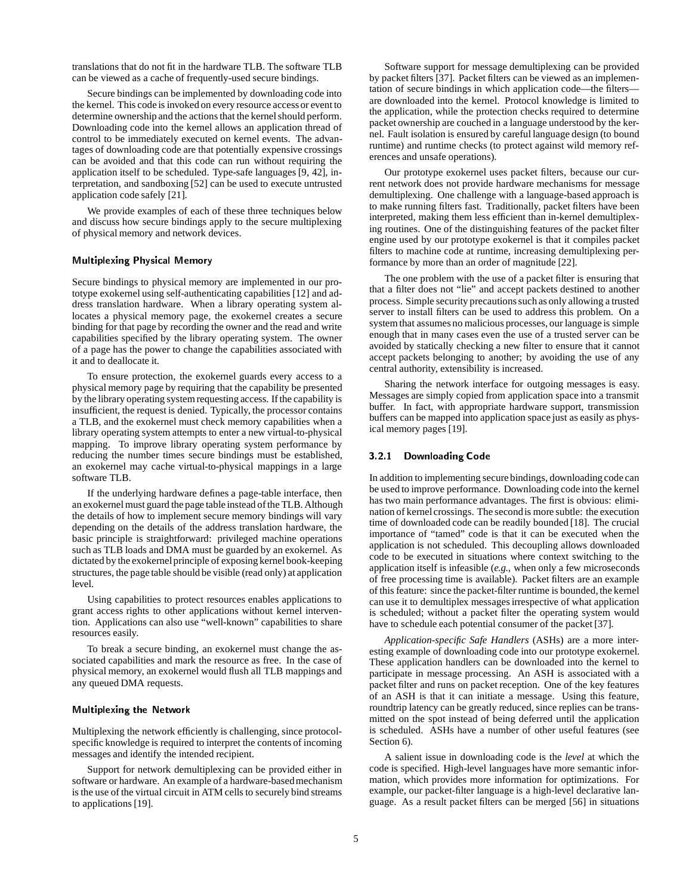translations that do not fit in the hardware TLB. The software TLB can be viewed as a cache of frequently-used secure bindings.

Secure bindings can be implemented by downloading code into the kernel. This code is invoked on every resource access or event to determine ownership and the actions that the kernel should perform. Downloading code into the kernel allows an application thread of control to be immediately executed on kernel events. The advantages of downloading code are that potentially expensive crossings can be avoided and that this code can run without requiring the application itself to be scheduled. Type-safe languages [9, 42], interpretation, and sandboxing [52] can be used to execute untrusted application code safely [21].

We provide examples of each of these three techniques below and discuss how secure bindings apply to the secure multiplexing of physical memory and network devices.

#### Multiplexing Physical Memory

Secure bindings to physical memory are implemented in our prototype exokernel using self-authenticating capabilities [12] and address translation hardware. When a library operating system allocates a physical memory page, the exokernel creates a secure binding for that page by recording the owner and the read and write capabilities specified by the library operating system. The owner of a page has the power to change the capabilities associated with it and to deallocate it.

To ensure protection, the exokernel guards every access to a physical memory page by requiring that the capability be presented by the library operating system requesting access. If the capability is insufficient, the request is denied. Typically, the processor contains a TLB, and the exokernel must check memory capabilities when a library operating system attempts to enter a new virtual-to-physical mapping. To improve library operating system performance by reducing the number times secure bindings must be established, an exokernel may cache virtual-to-physical mappings in a large software TLB.

If the underlying hardware defines a page-table interface, then an exokernel must guard the page table instead of the TLB. Although the details of how to implement secure memory bindings will vary depending on the details of the address translation hardware, the basic principle is straightforward: privileged machine operations such as TLB loads and DMA must be guarded by an exokernel. As dictated by the exokernel principle of exposing kernel book-keeping structures, the page table should be visible (read only) at application level.

Using capabilities to protect resources enables applications to grant access rights to other applications without kernel intervention. Applications can also use "well-known" capabilities to share resources easily.

To break a secure binding, an exokernel must change the associated capabilities and mark the resource as free. In the case of physical memory, an exokernel would flush all TLB mappings and any queued DMA requests.

#### Multiplexing the Network

Multiplexing the network efficiently is challenging, since protocol-specific knowledge is required to interpret the contents of incoming messages and identify the intended recipient.

Support for network demultiplexing can be provided either in software or hardware. An example of a hardware-based mechanism is the use of the virtual circuit in ATM cells to securely bind streams to applications [19].

Software support for message demultiplexing can be provided by packet filters [37]. Packet filters can be viewed as an implementation of secure bindings in which application code—the filters—are downloaded into the kernel. Protocol knowledge is limited to the application, while the protection checks required to determine packet ownership are couched in a language understood by the kernel. Fault isolation is ensured by careful language design (to bound runtime) and runtime checks (to protect against wild memory references and unsafe operations).

Our prototype exokernel uses packet filters, because our current network does not provide hardware mechanisms for message demultiplexing. One challenge with a language-based approach is to make running filters fast. Traditionally, packet filters have been interpreted, making them less efficient than in-kernel demultiplexing routines. One of the distinguishing features of the packet filter engine used by our prototype exokernel is that it compiles packet filters to machine code at runtime, increasing demultiplexing performance by more than an order of magnitude [22].

The one problem with the use of a packet filter is ensuring that that a filter does not "lie" and accept packets destined to another process. Simple security precautions such as only allowing a trusted server to install filters can be used to address this problem. On a system that assumes no malicious processes, our language is simple enough that in many cases even the use of a trusted server can be avoided by statically checking a new filter to ensure that it cannot accept packets belonging to another; by avoiding the use of any central authority, extensibility is increased.

Sharing the network interface for outgoing messages is easy. Messages are simply copied from application space into a transmit buffer. In fact, with appropriate hardware support, transmission buffers can be mapped into application space just as easily as physical memory pages [19].

### 3.2.1 Downloading Code

In addition to implementing secure bindings, downloading code can be used to improve performance. Downloading code into the kernel has two main performance advantages. The first is obvious: elimination of kernel crossings. The second is more subtle: the execution time of downloaded code can be readily bounded [18]. The crucial importance of "tamed" code is that it can be executed when the application is not scheduled. This decoupling allows downloaded code to be executed in situations where context switching to the application itself is infeasible (*e.g.,* when only a few microseconds of free processing time is available). Packet filters are an example of this feature: since the packet-filter runtime is bounded, the kernel can use it to demultiplex messages irrespective of what application is scheduled; without a packet filter the operating system would have to schedule each potential consumer of the packet [37].

*Application-specific Safe Handlers* (ASHs) are a more interesting example of downloading code into our prototype exokernel. These application handlers can be downloaded into the kernel to participate in message processing. An ASH is associated with a packet filter and runs on packet reception. One of the key features of an ASH is that it can initiate a message. Using this feature, roundtrip latency can be greatly reduced, since replies can be transmitted on the spot instead of being deferred until the application is scheduled. ASHs have a number of other useful features (see Section 6).

A salient issue in downloading code is the *level* at which the code is specified. High-level languages have more semantic information, which provides more information for optimizations. For example, our packet-filter language is a high-level declarative language. As a result packet filters can be merged [56] in situations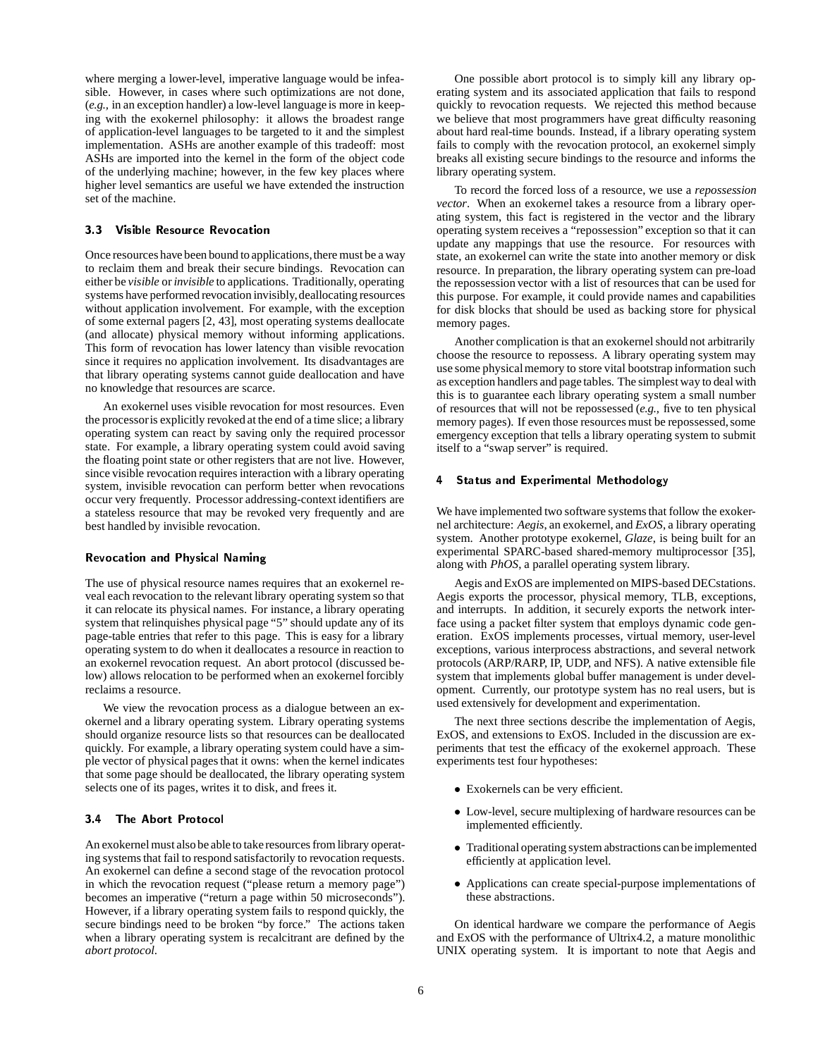where merging a lower-level, imperative language would be infeasible. However, in cases where such optimizations are not done, (*e.g.,* in an exception handler) a low-level language is more in keeping with the exokernel philosophy: it allows the broadest range of application-level languages to be targeted to it and the simplest implementation. ASHs are another example of this tradeoff: most ASHs are imported into the kernel in the form of the object code of the underlying machine; however, in the few key places where higher level semantics are useful we have extended the instruction set of the machine.

### 3.3 Visible Resource Revocation

Once resources have been bound to applications, there must be a way to reclaim them and break their secure bindings. Revocation can either be *visible* or *invisible* to applications. Traditionally, operating systems have performed revocation invisibly, deallocating resources without application involvement. For example, with the exception of some external pagers [2, 43], most operating systems deallocate (and allocate) physical memory without informing applications. This form of revocation has lower latency than visible revocation since it requires no application involvement. Its disadvantages are that library operating systems cannot guide deallocation and have no knowledge that resources are scarce.

An exokernel uses visible revocation for most resources. Even the processor is explicitly revoked at the end of a time slice; a library operating system can react by saving only the required processor state. For example, a library operating system could avoid saving the floating point state or other registers that are not live. However, since visible revocation requires interaction with a library operating system, invisible revocation can perform better when revocations occur very frequently. Processor addressing-context identifiers are a stateless resource that may be revoked very frequently and are best handled by invisible revocation.

#### Revocation and Physical Naming

The use of physical resource names requires that an exokernel reveal each revocation to the relevant library operating system so that it can relocate its physical names. For instance, a library operating system that relinquishes physical page "5" should update any of its page-table entries that refer to this page. This is easy for a library operating system to do when it deallocates a resource in reaction to an exokernel revocation request. An abort protocol (discussed below) allows relocation to be performed when an exokernel forcibly reclaims a resource.

We view the revocation process as a dialogue between an exokernel and a library operating system. Library operating systems should organize resource lists so that resources can be deallocated quickly. For example, a library operating system could have a simple vector of physical pages that it owns: when the kernel indicates that some page should be deallocated, the library operating system selects one of its pages, writes it to disk, and frees it.

### 3.4 The Abort Protocol

An exokernel must also be able to take resources from library operating systems that fail to respond satisfactorily to revocation requests. An exokernel can define a second stage of the revocation protocol in which the revocation request ("please return a memory page") becomes an imperative ("return a page within 50 microseconds"). However, if a library operating system fails to respond quickly, the secure bindings need to be broken "by force." The actions taken when a library operating system is recalcitrant are defined by the *abort protocol*.

One possible abort protocol is to simply kill any library operating system and its associated application that fails to respond quickly to revocation requests. We rejected this method because we believe that most programmers have great difficulty reasoning about hard real-time bounds. Instead, if a library operating system fails to comply with the revocation protocol, an exokernel simply breaks all existing secure bindings to the resource and informs the library operating system.

To record the forced loss of a resource, we use a *repossession vector*. When an exokernel takes a resource from a library operating system, this fact is registered in the vector and the library operating system receives a "repossession" exception so that it can update any mappings that use the resource. For resources with state, an exokernel can write the state into another memory or disk resource. In preparation, the library operating system can pre-load the repossession vector with a list of resources that can be used for this purpose. For example, it could provide names and capabilities for disk blocks that should be used as backing store for physical memory pages.

Another complication is that an exokernel should not arbitrarily choose the resource to repossess. A library operating system may use some physical memory to store vital bootstrap information such as exception handlers and page tables. The simplest way to deal with this is to guarantee each library operating system a small number of resources that will not be repossessed (*e.g.,* five to ten physical memory pages). If even those resources must be repossessed, some emergency exception that tells a library operating system to submit itself to a "swap server" is required.

## 4 Status and Experimental Methodology

We have implemented two software systems that follow the exokernel architecture: *Aegis*, an exokernel, and *ExOS*, a library operating system. Another prototype exokernel, *Glaze*, is being built for an experimental SPARC-based shared-memory multiprocessor [35], along with *PhOS*, a parallel operating system library.

Aegis and ExOS are implemented on MIPS-based DECstations. Aegis exports the processor, physical memory, TLB, exceptions, and interrupts. In addition, it securely exports the network interface using a packet filter system that employs dynamic code generation. ExOS implements processes, virtual memory, user-level exceptions, various interprocess abstractions, and several network protocols (ARP/RARP, IP, UDP, and NFS). A native extensible file system that implements global buffer management is under development. Currently, our prototype system has no real users, but is used extensively for development and experimentation.

The next three sections describe the implementation of Aegis, ExOS, and extensions to ExOS. Included in the discussion are experiments that test the efficacy of the exokernel approach. These experiments test four hypotheses:

- Exokernels can be very efficient.
- Low-level, secure multiplexing of hardware resources can be implemented efficiently.
- Traditional operating system abstractions can be implemented efficiently at application level.
- Applications can create special-purpose implementations of these abstractions.

On identical hardware we compare the performance of Aegis and ExOS with the performance of Ultrix4.2, a mature monolithic UNIX operating system. It is important to note that Aegis and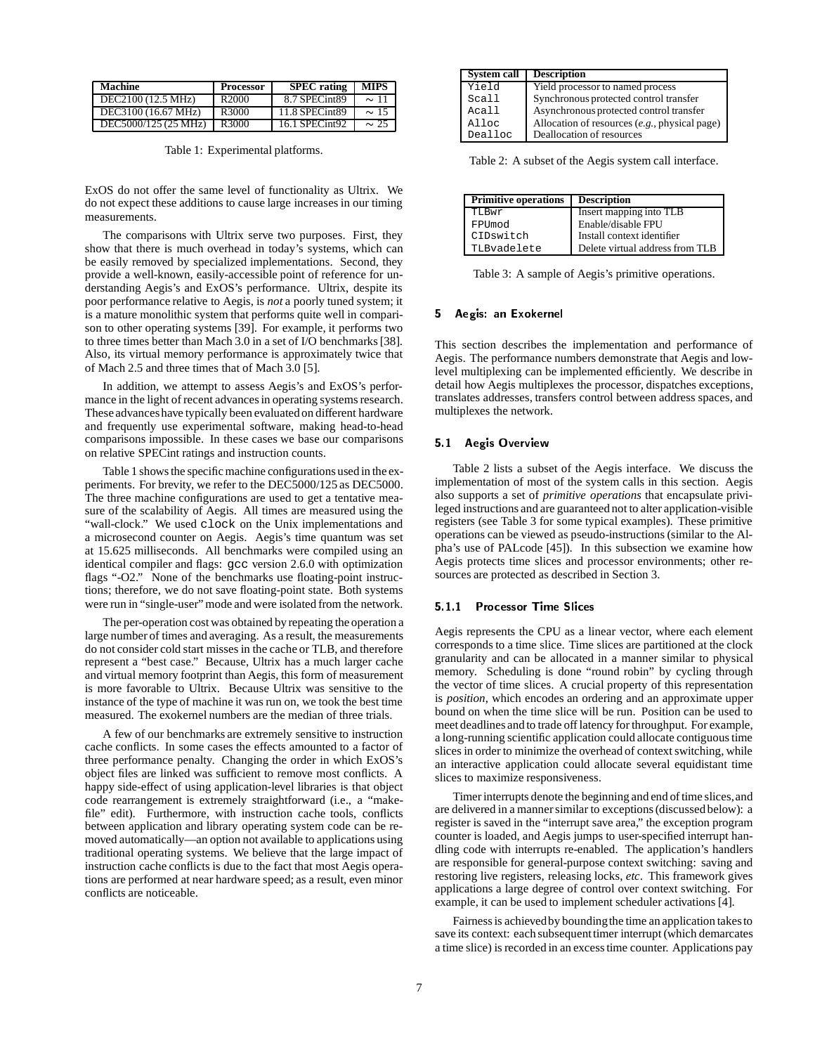| Machine | Processor | SPEC rating | MIPS |
|---|---|---|---|
| DEC2100 (12.5 MHz) | R2000 | 8.7 SPECint89 | $\sim 11$ |
| DEC3100 (16.67 MHz) | R3000 | 11.8 SPECint89 | $\sim 15$ |
| DEC5000/125 (25 MHz) | R3000 | 16.1 SPECint92 | $\sim 25$ |

Table 1: Experimental platforms.

ExOS do not offer the same level of functionality as Ultrix. We do not expect these additions to cause large increases in our timing measurements.

The comparisons with Ultrix serve two purposes. First, they show that there is much overhead in today's systems, which can be easily removed by specialized implementations. Second, they provide a well-known, easily-accessible point of reference for understanding Aegis's and ExOS's performance. Ultrix, despite its poor performance relative to Aegis, is *not* a poorly tuned system; it is a mature monolithic system that performs quite well in comparison to other operating systems [39]. For example, it performs two to three times better than Mach 3.0 in a set of I/O benchmarks [38]. Also, its virtual memory performance is approximately twice that of Mach 2.5 and three times that of Mach 3.0 [5].

In addition, we attempt to assess Aegis's and ExOS's performance in the light of recent advances in operating systems research. These advances have typically been evaluated on different hardware and frequently use experimental software, making head-to-head comparisons impossible. In these cases we base our comparisons on relative SPECint ratings and instruction counts.

Table 1 shows the specific machine configurations used in the experiments. For brevity, we refer to the DEC5000/125 as DEC5000. The three machine configurations are used to get a tentative measure of the scalability of Aegis. All times are measured using the "wall-clock." We used `clock` on the Unix implementations and a microsecond counter on Aegis. Aegis's time quantum was set at 15.625 milliseconds. All benchmarks were compiled using an identical compiler and flags: `gcc` version 2.6.0 with optimization flags "-O2." None of the benchmarks use floating-point instructions; therefore, we do not save floating-point state. Both systems were run in "single-user" mode and were isolated from the network.

The per-operation cost was obtained by repeating the operation a large number of times and averaging. As a result, the measurements do not consider cold start misses in the cache or TLB, and therefore represent a "best case." Because Ultrix has a much larger cache and virtual memory footprint than Aegis, this form of measurement is more favorable to Ultrix. Because Ultrix was sensitive to the instance of the type of machine it was run on, we took the best time measured. The exokernel numbers are the median of three trials.

A few of our benchmarks are extremely sensitive to instruction cache conflicts. In some cases the effects amounted to a factor of three performance penalty. Changing the order in which ExOS's object files are linked was sufficient to remove most conflicts. A happy side-effect of using application-level libraries is that object code rearrangement is extremely straightforward (i.e., a "makefile" edit). Furthermore, with instruction cache tools, conflicts between application and library operating system code can be removed automatically—an option not available to applications using traditional operating systems. We believe that the large impact of instruction cache conflicts is due to the fact that most Aegis operations are performed at near hardware speed; as a result, even minor conflicts are noticeable.

| System call | Description |
|---|---|
| `Yield` | Yield processor to named process |
| `Scall` | Synchronous protected control transfer |
| `Acall` | Asynchronous protected control transfer |
| `Alloc` | Allocation of resources (*e.g.*, physical page) |
| `Dealloc` | Deallocation of resources |

Table 2: A subset of the Aegis system call interface.

| Primitive operations | Description |
|---|---|
| `TLBwr` | Insert mapping into TLB |
| `FPUmod` | Enable/disable FPU |
| `CIDswitch` | Install context identifier |
| `TLBvadelete` | Delete virtual address from TLB |

Table 3: A sample of Aegis's primitive operations.

## 5 Aegis: an Exokernel

This section describes the implementation and performance of Aegis. The performance numbers demonstrate that Aegis and low-level multiplexing can be implemented efficiently. We describe in detail how Aegis multiplexes the processor, dispatches exceptions, translates addresses, transfers control between address spaces, and multiplexes the network.

### 5.1 Aegis Overview

Table 2 lists a subset of the Aegis interface. We discuss the implementation of most of the system calls in this section. Aegis also supports a set of *primitive operations* that encapsulate privileged instructions and are guaranteed not to alter application-visible registers (see Table 3 for some typical examples). These primitive operations can be viewed as pseudo-instructions (similar to the Alpha's use of PALcode [45]). In this subsection we examine how Aegis protects time slices and processor environments; other resources are protected as described in Section 3.

#### 5.1.1 Processor Time Slices

Aegis represents the CPU as a linear vector, where each element corresponds to a time slice. Time slices are partitioned at the clock granularity and can be allocated in a manner similar to physical memory. Scheduling is done "round robin" by cycling through the vector of time slices. A crucial property of this representation is *position*, which encodes an ordering and an approximate upper bound on when the time slice will be run. Position can be used to meet deadlines and to trade off latency for throughput. For example, a long-running scientific application could allocate contiguous time slices in order to minimize the overhead of context switching, while an interactive application could allocate several equidistant time slices to maximize responsiveness.

Timer interrupts denote the beginning and end of time slices, and are delivered in a manner similar to exceptions (discussed below): a register is saved in the "interrupt save area," the exception program counter is loaded, and Aegis jumps to user-specified interrupt handling code with interrupts re-enabled. The application's handlers are responsible for general-purpose context switching: saving and restoring live registers, releasing locks, *etc*. This framework gives applications a large degree of control over context switching. For example, it can be used to implement scheduler activations [4].

Fairness is achieved by bounding the time an application takes to save its context: each subsequent timer interrupt (which demarcates a time slice) is recorded in an excess time counter. Applications pay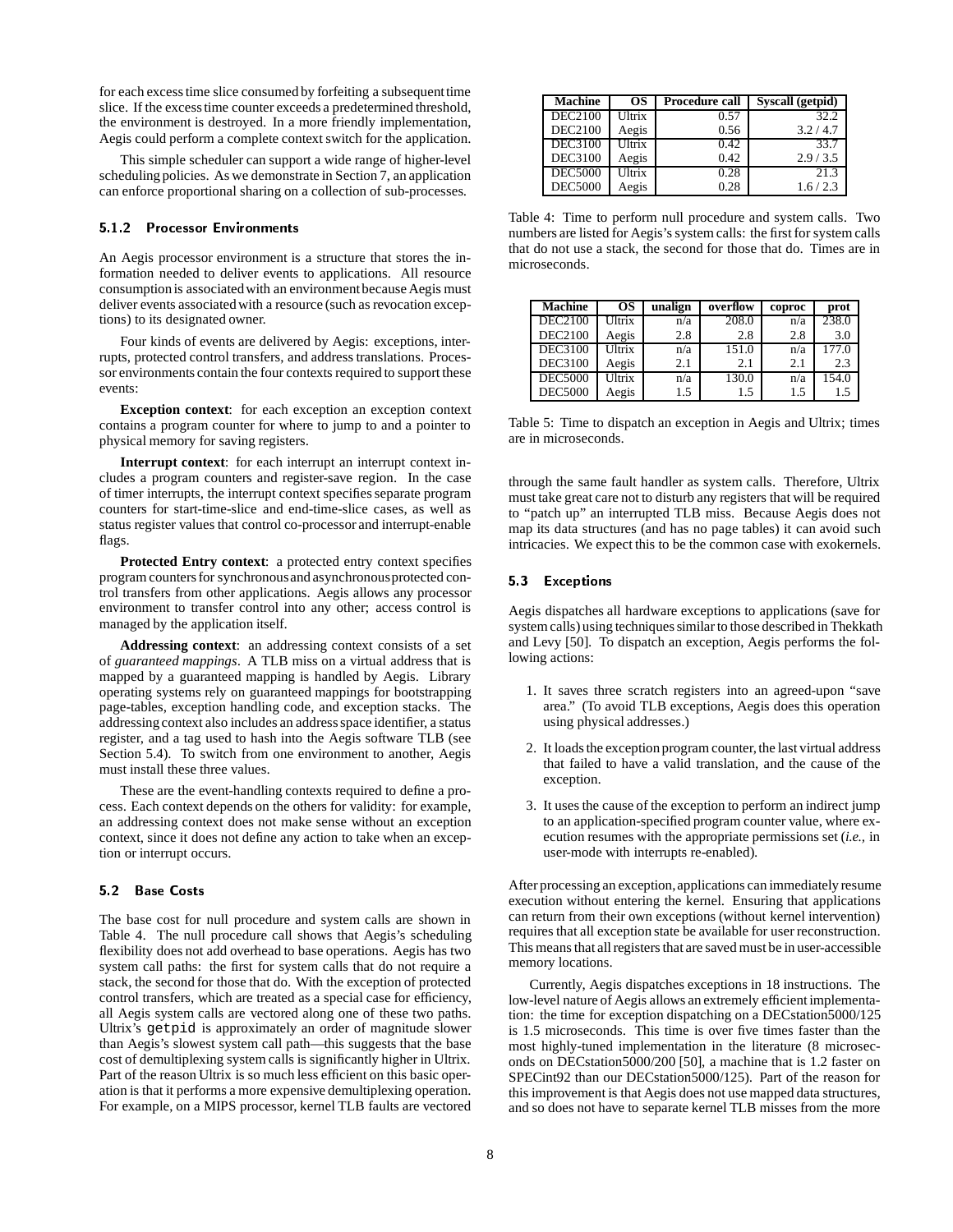for each excess time slice consumed by forfeiting a subsequent time slice. If the excess time counter exceeds a predetermined threshold, the environment is destroyed. In a more friendly implementation, Aegis could perform a complete context switch for the application.

This simple scheduler can support a wide range of higher-level scheduling policies. As we demonstrate in Section 7, an application can enforce proportional sharing on a collection of sub-processes.

#### 5.1.2 Processor Environments

An Aegis processor environment is a structure that stores the information needed to deliver events to applications. All resource consumption is associated with an environment because Aegis must deliver events associated with a resource (such as revocation exceptions) to its designated owner.

Four kinds of events are delivered by Aegis: exceptions, interrupts, protected control transfers, and address translations. Processor environments contain the four contexts required to support these events:

**Exception context**: for each exception an exception context contains a program counter for where to jump to and a pointer to physical memory for saving registers.

**Interrupt context**: for each interrupt an interrupt context includes a program counters and register-save region. In the case of timer interrupts, the interrupt context specifies separate program counters for start-time-slice and end-time-slice cases, as well as status register values that control co-processor and interrupt-enable flags.

**Protected Entry context**: a protected entry context specifies program counters for synchronous and asynchronous protected control transfers from other applications. Aegis allows any processor environment to transfer control into any other; access control is managed by the application itself.

**Addressing context**: an addressing context consists of a set of *guaranteed mappings*. A TLB miss on a virtual address that is mapped by a guaranteed mapping is handled by Aegis. Library operating systems rely on guaranteed mappings for bootstrapping page-tables, exception handling code, and exception stacks. The addressing context also includes an address space identifier, a status register, and a tag used to hash into the Aegis software TLB (see Section 5.4). To switch from one environment to another, Aegis must install these three values.

These are the event-handling contexts required to define a process. Each context depends on the others for validity: for example, an addressing context does not make sense without an exception context, since it does not define any action to take when an exception or interrupt occurs.

### 5.2 Base Costs

The base cost for null procedure and system calls are shown in Table 4. The null procedure call shows that Aegis's scheduling flexibility does not add overhead to base operations. Aegis has two system call paths: the first for system calls that do not require a stack, the second for those that do. With the exception of protected control transfers, which are treated as a special case for efficiency, all Aegis system calls are vectored along one of these two paths. Ultrix's `getpid` is approximately an order of magnitude slower than Aegis's slowest system call path—this suggests that the base cost of demultiplexing system calls is significantly higher in Ultrix. Part of the reason Ultrix is so much less efficient on this basic operation is that it performs a more expensive demultiplexing operation. For example, on a MIPS processor, kernel TLB faults are vectored through the same fault handler as system calls. Therefore, Ultrix must take great care not to disturb any registers that will be required to "patch up" an interrupted TLB miss. Because Aegis does not map its data structures (and has no page tables) it can avoid such intricacies. We expect this to be the common case with exokernels.

| Machine | OS | Procedure call | Syscall (getpid) |
|---|---|---|---|
| DEC2100 | Ultrix | 0.57 | 32.2 |
| DEC2100 | Aegis | 0.56 | 3.2 / 4.7 |
| DEC3100 | Ultrix | 0.42 | 33.7 |
| DEC3100 | Aegis | 0.42 | 2.9 / 3.5 |
| DEC5000 | Ultrix | 0.28 | 21.3 |
| DEC5000 | Aegis | 0.28 | 1.6 / 2.3 |

Table 4: Time to perform null procedure and system calls. Two numbers are listed for Aegis's system calls: the first for system calls that do not use a stack, the second for those that do. Times are in microseconds.

| Machine | OS | unalign | overflow | coproc | prot |
|---|---|---|---|---|---|
| DEC2100 | Ultrix | n/a | 208.0 | n/a | 238.0 |
| DEC2100 | Aegis | 2.8 | 2.8 | 2.8 | 3.0 |
| DEC3100 | Ultrix | n/a | 151.0 | n/a | 177.0 |
| DEC3100 | Aegis | 2.1 | 2.1 | 2.1 | 2.3 |
| DEC5000 | Ultrix | n/a | 130.0 | n/a | 154.0 |
| DEC5000 | Aegis | 1.5 | 1.5 | 1.5 | 1.5 |

Table 5: Time to dispatch an exception in Aegis and Ultrix; times are in microseconds.

### 5.3 Exceptions

Aegis dispatches all hardware exceptions to applications (save for system calls) using techniques similar to those described in Thekkath and Levy [50]. To dispatch an exception, Aegis performs the following actions:

1. It saves three scratch registers into an agreed-upon "save area." (To avoid TLB exceptions, Aegis does this operation using physical addresses.)
2. It loads the exception program counter, the last virtual address that failed to have a valid translation, and the cause of the exception.
3. It uses the cause of the exception to perform an indirect jump to an application-specified program counter value, where execution resumes with the appropriate permissions set (*i.e.,* in user-mode with interrupts re-enabled).

After processing an exception, applications can immediately resume execution without entering the kernel. Ensuring that applications can return from their own exceptions (without kernel intervention) requires that all exception state be available for user reconstruction. This means that all registers that are saved must be in user-accessible memory locations.

Currently, Aegis dispatches exceptions in 18 instructions. The low-level nature of Aegis allows an extremely efficient implementation: the time for exception dispatching on a DECstation5000/125 is 1.5 microseconds. This time is over five times faster than the most highly-tuned implementation in the literature (8 microseconds on DECstation5000/200 [50], a machine that is 1.2 faster on SPECint92 than our DECstation5000/125). Part of the reason for this improvement is that Aegis does not use mapped data structures, and so does not have to separate kernel TLB misses from the more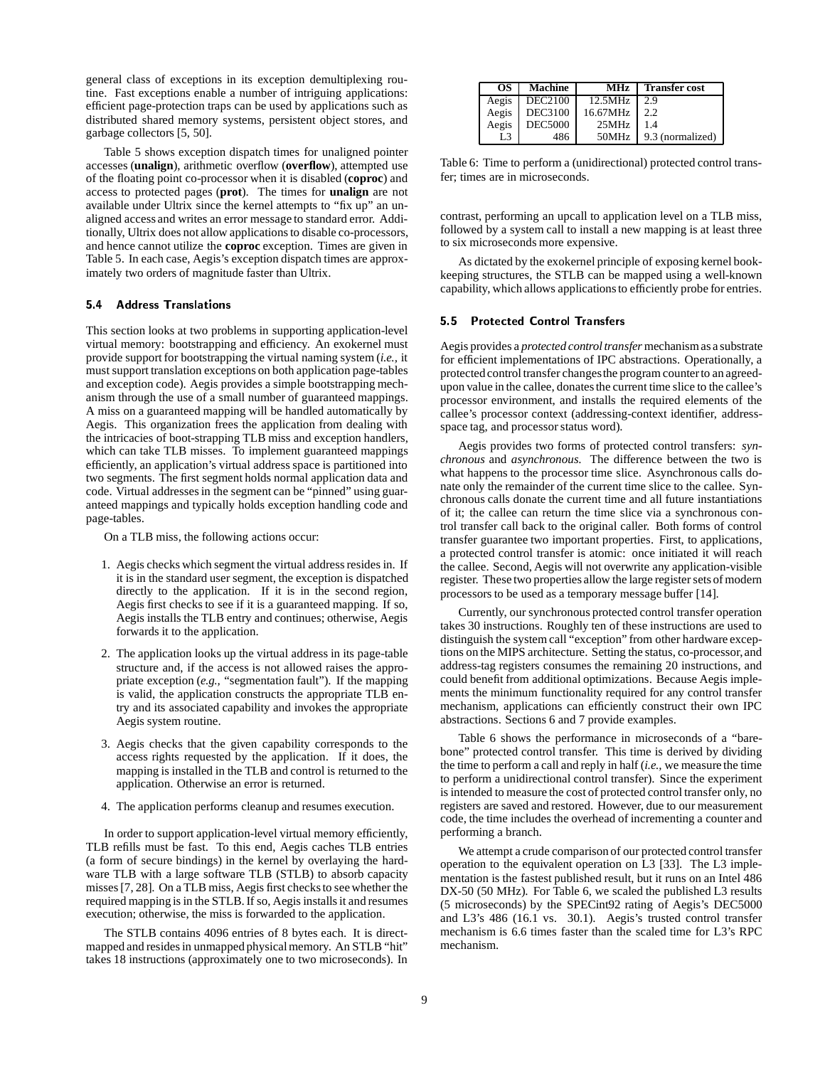general class of exceptions in its exception demultiplexing routine. Fast exceptions enable a number of intriguing applications: efficient page-protection traps can be used by applications such as distributed shared memory systems, persistent object stores, and garbage collectors [5, 50].

Table 5 shows exception dispatch times for unaligned pointer accesses (**unalign**), arithmetic overflow (**overflow**), attempted use of the floating point co-processor when it is disabled (**coproc**) and access to protected pages (**prot**). The times for **unalign** are not available under Ultrix since the kernel attempts to "fix up" an unaligned access and writes an error message to standard error. Additionally, Ultrix does not allow applications to disable co-processors, and hence cannot utilize the **coproc** exception. Times are given in Table 5. In each case, Aegis's exception dispatch times are approximately two orders of magnitude faster than Ultrix.

### 5.4 Address Translations

This section looks at two problems in supporting application-level virtual memory: bootstrapping and efficiency. An exokernel must provide support for bootstrapping the virtual naming system (*i.e.,* it must support translation exceptions on both application page-tables and exception code). Aegis provides a simple bootstrapping mechanism through the use of a small number of guaranteed mappings. A miss on a guaranteed mapping will be handled automatically by Aegis. This organization frees the application from dealing with the intricacies of boot-strapping TLB miss and exception handlers, which can take TLB misses. To implement guaranteed mappings efficiently, an application's virtual address space is partitioned into two segments. The first segment holds normal application data and code. Virtual addresses in the segment can be "pinned" using guaranteed mappings and typically holds exception handling code and page-tables.

On a TLB miss, the following actions occur:

1. Aegis checks which segment the virtual address resides in. If it is in the standard user segment, the exception is dispatched directly to the application. If it is in the second region, Aegis first checks to see if it is a guaranteed mapping. If so, Aegis installs the TLB entry and continues; otherwise, Aegis forwards it to the application.
2. The application looks up the virtual address in its page-table structure and, if the access is not allowed raises the appropriate exception (*e.g.,* "segmentation fault"). If the mapping is valid, the application constructs the appropriate TLB entry and its associated capability and invokes the appropriate Aegis system routine.
3. Aegis checks that the given capability corresponds to the access rights requested by the application. If it does, the mapping is installed in the TLB and control is returned to the application. Otherwise an error is returned.
4. The application performs cleanup and resumes execution.

In order to support application-level virtual memory efficiently, TLB refills must be fast. To this end, Aegis caches TLB entries (a form of secure bindings) in the kernel by overlaying the hardware TLB with a large software TLB (STLB) to absorb capacity misses [7, 28]. On a TLB miss, Aegis first checks to see whether the required mapping is in the STLB. If so, Aegis installs it and resumes execution; otherwise, the miss is forwarded to the application.

The STLB contains 4096 entries of 8 bytes each. It is direct-mapped and resides in unmapped physical memory. An STLB "hit" takes 18 instructions (approximately one to two microseconds). In contrast, performing an upcall to application level on a TLB miss, followed by a system call to install a new mapping is at least three to six microseconds more expensive.

As dictated by the exokernel principle of exposing kernel bookkeeping structures, the STLB can be mapped using a well-known capability, which allows applications to efficiently probe for entries.

| OS | Machine | MHz | Transfer cost |
|---|---|---|---|
| Aegis | DEC2100 | 12.5MHz | 2.9 |
| Aegis | DEC3100 | 16.67MHz | 2.2 |
| Aegis | DEC5000 | 25MHz | 1.4 |
| L3 | 486 | 50MHz | 9.3 (normalized) |

Table 6: Time to perform a (unidirectional) protected control transfer; times are in microseconds.

### 5.5 Protected Control Transfers

Aegis provides a *protected control transfer* mechanism as a substrate for efficient implementations of IPC abstractions. Operationally, a protected control transfer changes the program counter to an agreed-upon value in the callee, donates the current time slice to the callee's processor environment, and installs the required elements of the callee's processor context (addressing-context identifier, address-space tag, and processor status word).

Aegis provides two forms of protected control transfers: *synchronous* and *asynchronous.* The difference between the two is what happens to the processor time slice. Asynchronous calls donate only the remainder of the current time slice to the callee. Synchronous calls donate the current time and all future instantiations of it; the callee can return the time slice via a synchronous control transfer call back to the original caller. Both forms of control transfer guarantee two important properties. First, to applications, a protected control transfer is atomic: once initiated it will reach the callee. Second, Aegis will not overwrite any application-visible register. These two properties allow the large register sets of modern processors to be used as a temporary message buffer [14].

Currently, our synchronous protected control transfer operation takes 30 instructions. Roughly ten of these instructions are used to distinguish the system call "exception" from other hardware exceptions on the MIPS architecture. Setting the status, co-processor, and address-tag registers consumes the remaining 20 instructions, and could benefit from additional optimizations. Because Aegis implements the minimum functionality required for any control transfer mechanism, applications can efficiently construct their own IPC abstractions. Sections 6 and 7 provide examples.

Table 6 shows the performance in microseconds of a "bare-bone" protected control transfer. This time is derived by dividing the time to perform a call and reply in half (*i.e.*, we measure the time to perform a unidirectional control transfer). Since the experiment is intended to measure the cost of protected control transfer only, no registers are saved and restored. However, due to our measurement code, the time includes the overhead of incrementing a counter and performing a branch.

We attempt a crude comparison of our protected control transfer operation to the equivalent operation on L3 [33]. The L3 implementation is the fastest published result, but it runs on an Intel 486 DX-50 (50 MHz). For Table 6, we scaled the published L3 results (5 microseconds) by the SPECint92 rating of Aegis's DEC5000 and L3's 486 (16.1 vs. 30.1). Aegis's trusted control transfer mechanism is 6.6 times faster than the scaled time for L3's RPC mechanism.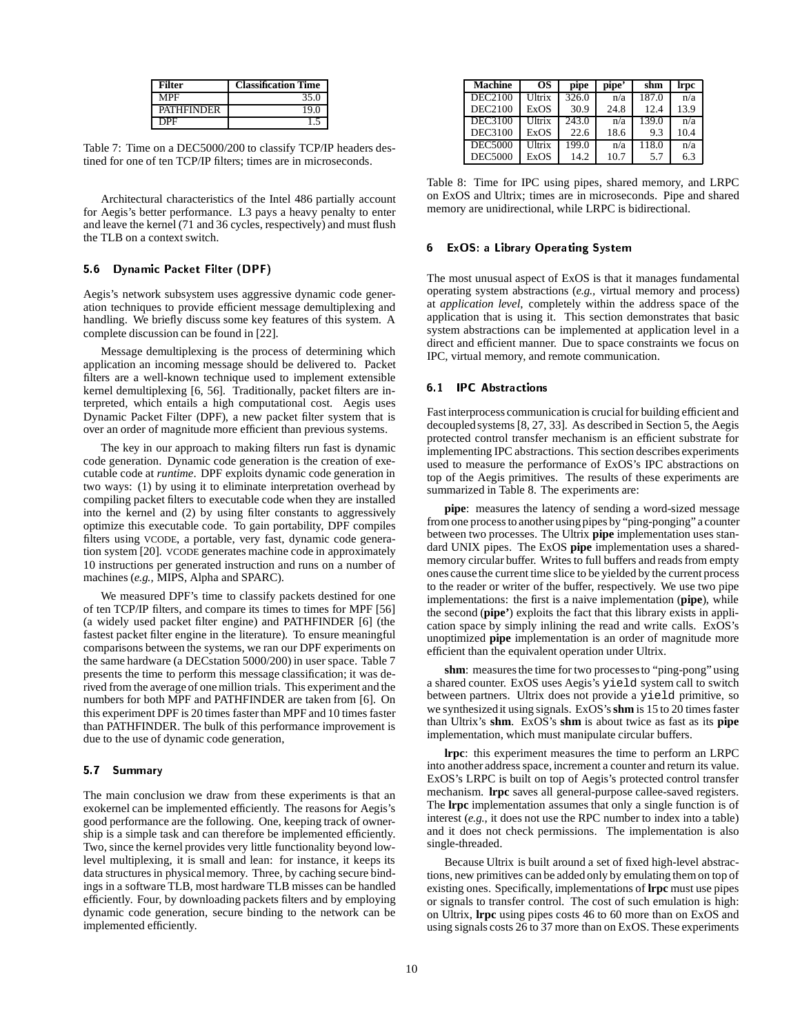| Filter | Classification Time |
|---|---|
| MPF | 35.0 |
| PATHFINDER | 19.0 |
| DPF | 1.5 |

Table 7: Time on a DEC5000/200 to classify TCP/IP headers destined for one of ten TCP/IP filters; times are in microseconds.

Architectural characteristics of the Intel 486 partially account for Aegis's better performance. L3 pays a heavy penalty to enter and leave the kernel (71 and 36 cycles, respectively) and must flush the TLB on a context switch.

### 5.6 Dynamic Packet Filter (DPF)

Aegis's network subsystem uses aggressive dynamic code generation techniques to provide efficient message demultiplexing and handling. We briefly discuss some key features of this system. A complete discussion can be found in [22].

Message demultiplexing is the process of determining which application an incoming message should be delivered to. Packet filters are a well-known technique used to implement extensible kernel demultiplexing [6, 56]. Traditionally, packet filters are interpreted, which entails a high computational cost. Aegis uses Dynamic Packet Filter (DPF), a new packet filter system that is over an order of magnitude more efficient than previous systems.

The key in our approach to making filters run fast is dynamic code generation. Dynamic code generation is the creation of executable code at *runtime*. DPF exploits dynamic code generation in two ways: (1) by using it to eliminate interpretation overhead by compiling packet filters to executable code when they are installed into the kernel and (2) by using filter constants to aggressively optimize this executable code. To gain portability, DPF compiles filters using VCODE, a portable, very fast, dynamic code generation system [20]. VCODE generates machine code in approximately 10 instructions per generated instruction and runs on a number of machines (*e.g.,* MIPS, Alpha and SPARC).

We measured DPF's time to classify packets destined for one of ten TCP/IP filters, and compare its times to times for MPF [56] (a widely used packet filter engine) and PATHFINDER [6] (the fastest packet filter engine in the literature). To ensure meaningful comparisons between the systems, we ran our DPF experiments on the same hardware (a DECstation 5000/200) in user space. Table 7 presents the time to perform this message classification; it was derived from the average of one million trials. This experiment and the numbers for both MPF and PATHFINDER are taken from [6]. On this experiment DPF is 20 times faster than MPF and 10 times faster than PATHFINDER. The bulk of this performance improvement is due to the use of dynamic code generation,

### 5.7 Summary

The main conclusion we draw from these experiments is that an exokernel can be implemented efficiently. The reasons for Aegis's good performance are the following. One, keeping track of ownership is a simple task and can therefore be implemented efficiently. Two, since the kernel provides very little functionality beyond low-level multiplexing, it is small and lean: for instance, it keeps its data structures in physical memory. Three, by caching secure bindings in a software TLB, most hardware TLB misses can be handled efficiently. Four, by downloading packets filters and by employing dynamic code generation, secure binding to the network can be implemented efficiently.

| Machine | OS | pipe | pipe' | shm | lrpc |
|---|---|---|---|---|---|
| DEC2100 | Ultrix | 326.0 | n/a | 187.0 | n/a |
| DEC2100 | ExOS | 30.9 | 24.8 | 12.4 | 13.9 |
| DEC3100 | Ultrix | 243.0 | n/a | 139.0 | n/a |
| DEC3100 | ExOS | 22.6 | 18.6 | 9.3 | 10.4 |
| DEC5000 | Ultrix | 199.0 | n/a | 118.0 | n/a |
| DEC5000 | ExOS | 14.2 | 10.7 | 5.7 | 6.3 |

Table 8: Time for IPC using pipes, shared memory, and LRPC on ExOS and Ultrix; times are in microseconds. Pipe and shared memory are unidirectional, while LRPC is bidirectional.

## 6 ExOS: a Library Operating System

The most unusual aspect of ExOS is that it manages fundamental operating system abstractions (*e.g.,* virtual memory and process) at *application level*, completely within the address space of the application that is using it. This section demonstrates that basic system abstractions can be implemented at application level in a direct and efficient manner. Due to space constraints we focus on IPC, virtual memory, and remote communication.

### 6.1 IPC Abstractions

Fast interprocess communication is crucial for building efficient and decoupled systems [8, 27, 33]. As described in Section 5, the Aegis protected control transfer mechanism is an efficient substrate for implementing IPC abstractions. This section describes experiments used to measure the performance of ExOS's IPC abstractions on top of the Aegis primitives. The results of these experiments are summarized in Table 8. The experiments are:

**pipe**: measures the latency of sending a word-sized message from one process to another using pipes by "ping-ponging" a counter between two processes. The Ultrix **pipe** implementation uses standard UNIX pipes. The ExOS **pipe** implementation uses a shared-memory circular buffer. Writes to full buffers and reads from empty ones cause the current time slice to be yielded by the current process to the reader or writer of the buffer, respectively. We use two pipe implementations: the first is a naive implementation (**pipe**), while the second (**pipe'**) exploits the fact that this library exists in application space by simply inlining the read and write calls. ExOS's unoptimized **pipe** implementation is an order of magnitude more efficient than the equivalent operation under Ultrix.

**shm**: measures the time for two processes to "ping-pong" using a shared counter. ExOS uses Aegis's `yield` system call to switch between partners. Ultrix does not provide a `yield` primitive, so we synthesized it using signals. ExOS's **shm** is 15 to 20 times faster than Ultrix's **shm**. ExOS's **shm** is about twice as fast as its **pipe** implementation, which must manipulate circular buffers.

**lrpc**: this experiment measures the time to perform an LRPC into another address space, increment a counter and return its value. ExOS's LRPC is built on top of Aegis's protected control transfer mechanism. **lrpc** saves all general-purpose callee-saved registers. The **lrpc** implementation assumes that only a single function is of interest (*e.g.,* it does not use the RPC number to index into a table) and it does not check permissions. The implementation is also single-threaded.

Because Ultrix is built around a set of fixed high-level abstractions, new primitives can be added only by emulating them on top of existing ones. Specifically, implementations of **lrpc** must use pipes or signals to transfer control. The cost of such emulation is high: on Ultrix, **lrpc** using pipes costs 46 to 60 more than on ExOS and using signals costs 26 to 37 more than on ExOS. These experiments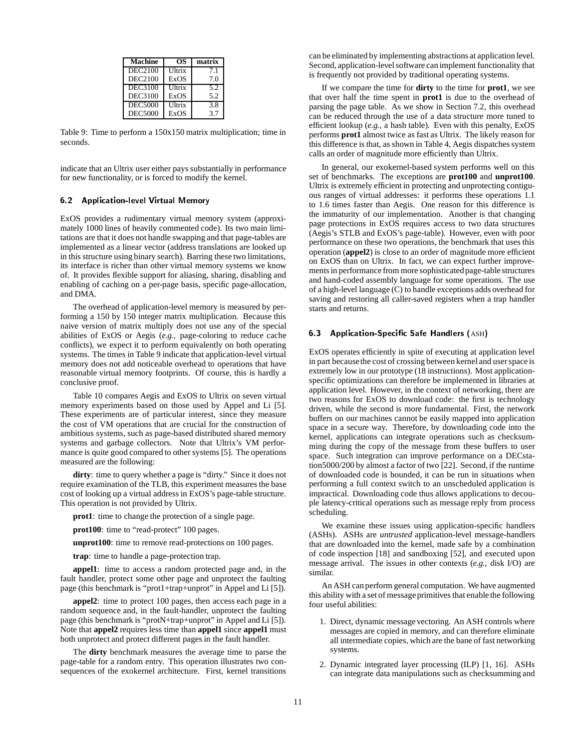| Machine | OS | matrix |
| --- | --- | --- |
| DEC2100 | Ultrix | 7.1 |
| DEC2100 | ExOS | 7.0 |
| DEC3100 | Ultrix | 5.2 |
| DEC3100 | ExOS | 5.2 |
| DEC5000 | Ultrix | 3.8 |
| DEC5000 | ExOS | 3.7 |

Table 9: Time to perform a 150x150 matrix multiplication; time in seconds.

indicate that an Ultrix user either pays substantially in performance for new functionality, or is forced to modify the kernel.

### 6.2 Application-level Virtual Memory

ExOS provides a rudimentary virtual memory system (approximately 1000 lines of heavily commented code). Its two main limitations are that it does not handle swapping and that page-tables are implemented as a linear vector (address translations are looked up in this structure using binary search). Barring these two limitations, its interface is richer than other virtual memory systems we know of. It provides flexible support for aliasing, sharing, disabling and enabling of caching on a per-page basis, specific page-allocation, and DMA.

The overhead of application-level memory is measured by performing a 150 by 150 integer matrix multiplication. Because this naive version of matrix multiply does not use any of the special abilities of ExOS or Aegis (*e.g.,* page-coloring to reduce cache conflicts), we expect it to perform equivalently on both operating systems. The times in Table 9 indicate that application-level virtual memory does not add noticeable overhead to operations that have reasonable virtual memory footprints. Of course, this is hardly a conclusive proof.

Table 10 compares Aegis and ExOS to Ultrix on seven virtual memory experiments based on those used by Appel and Li [5]. These experiments are of particular interest, since they measure the cost of VM operations that are crucial for the construction of ambitious systems, such as page-based distributed shared memory systems and garbage collectors. Note that Ultrix's VM performance is quite good compared to other systems [5]. The operations measured are the following:

**dirty**: time to query whether a page is "dirty." Since it does not require examination of the TLB, this experiment measures the base cost of looking up a virtual address in ExOS's page-table structure. This operation is not provided by Ultrix.

**prot1**: time to change the protection of a single page.

**prot100**: time to "read-protect" 100 pages.

**unprot100**: time to remove read-protections on 100 pages.

**trap**: time to handle a page-protection trap.

**appel1**: time to access a random protected page and, in the fault handler, protect some other page and unprotect the faulting page (this benchmark is "prot1+trap+unprot" in Appel and Li [5]).

**appel2**: time to protect 100 pages, then access each page in a random sequence and, in the fault-handler, unprotect the faulting page (this benchmark is "protN+trap+unprot" in Appel and Li [5]). Note that **appel2** requires less time than **appel1** since **appel1** must both unprotect and protect different pages in the fault handler.

The **dirty** benchmark measures the average time to parse the page-table for a random entry. This operation illustrates two consequences of the exokernel architecture. First, kernel transitions can be eliminated by implementing abstractions at application level. Second, application-level software can implement functionality that is frequently not provided by traditional operating systems.

If we compare the time for **dirty** to the time for **prot1**, we see that over half the time spent in **prot1** is due to the overhead of parsing the page table. As we show in Section 7.2, this overhead can be reduced through the use of a data structure more tuned to efficient lookup (*e.g.,* a hash table). Even with this penalty, ExOS performs **prot1** almost twice as fast as Ultrix. The likely reason for this difference is that, as shown in Table 4, Aegis dispatches system calls an order of magnitude more efficiently than Ultrix.

In general, our exokernel-based system performs well on this set of benchmarks. The exceptions are **prot100** and **unprot100**. Ultrix is extremely efficient in protecting and unprotecting contiguous ranges of virtual addresses: it performs these operations 1.1 to 1.6 times faster than Aegis. One reason for this difference is the immaturity of our implementation. Another is that changing page protections in ExOS requires access to two data structures (Aegis's STLB and ExOS's page-table). However, even with poor performance on these two operations, the benchmark that uses this operation (**appel2**) is close to an order of magnitude more efficient on ExOS than on Ultrix. In fact, we can expect further improvements in performance from more sophisticated page-table structures and hand-coded assembly language for some operations. The use of a high-level language (C) to handle exceptions adds overhead for saving and restoring all caller-saved registers when a trap handler starts and returns.

### 6.3 Application-Specific Safe Handlers (ASH)

ExOS operates efficiently in spite of executing at application level in part because the cost of crossing between kernel and user space is extremely low in our prototype (18 instructions). Most application-specific optimizations can therefore be implemented in libraries at application level. However, in the context of networking, there are two reasons for ExOS to download code: the first is technology driven, while the second is more fundamental. First, the network buffers on our machines cannot be easily mapped into application space in a secure way. Therefore, by downloading code into the kernel, applications can integrate operations such as checksumming during the copy of the message from these buffers to user space. Such integration can improve performance on a DECstation5000/200 by almost a factor of two [22]. Second, if the runtime of downloaded code is bounded, it can be run in situations when performing a full context switch to an unscheduled application is impractical. Downloading code thus allows applications to decouple latency-critical operations such as message reply from process scheduling.

We examine these issues using application-specific handlers (ASHs). ASHs are *untrusted* application-level message-handlers that are downloaded into the kernel, made safe by a combination of code inspection [18] and sandboxing [52], and executed upon message arrival. The issues in other contexts (*e.g.,* disk I/O) are similar.

An ASH can perform general computation. We have augmented this ability with a set of message primitives that enable the following four useful abilities:

1. Direct, dynamic message vectoring. An ASH controls where messages are copied in memory, and can therefore eliminate all intermediate copies, which are the bane of fast networking systems.
2. Dynamic integrated layer processing (ILP) [1, 16]. ASHs can integrate data manipulations such as checksumming and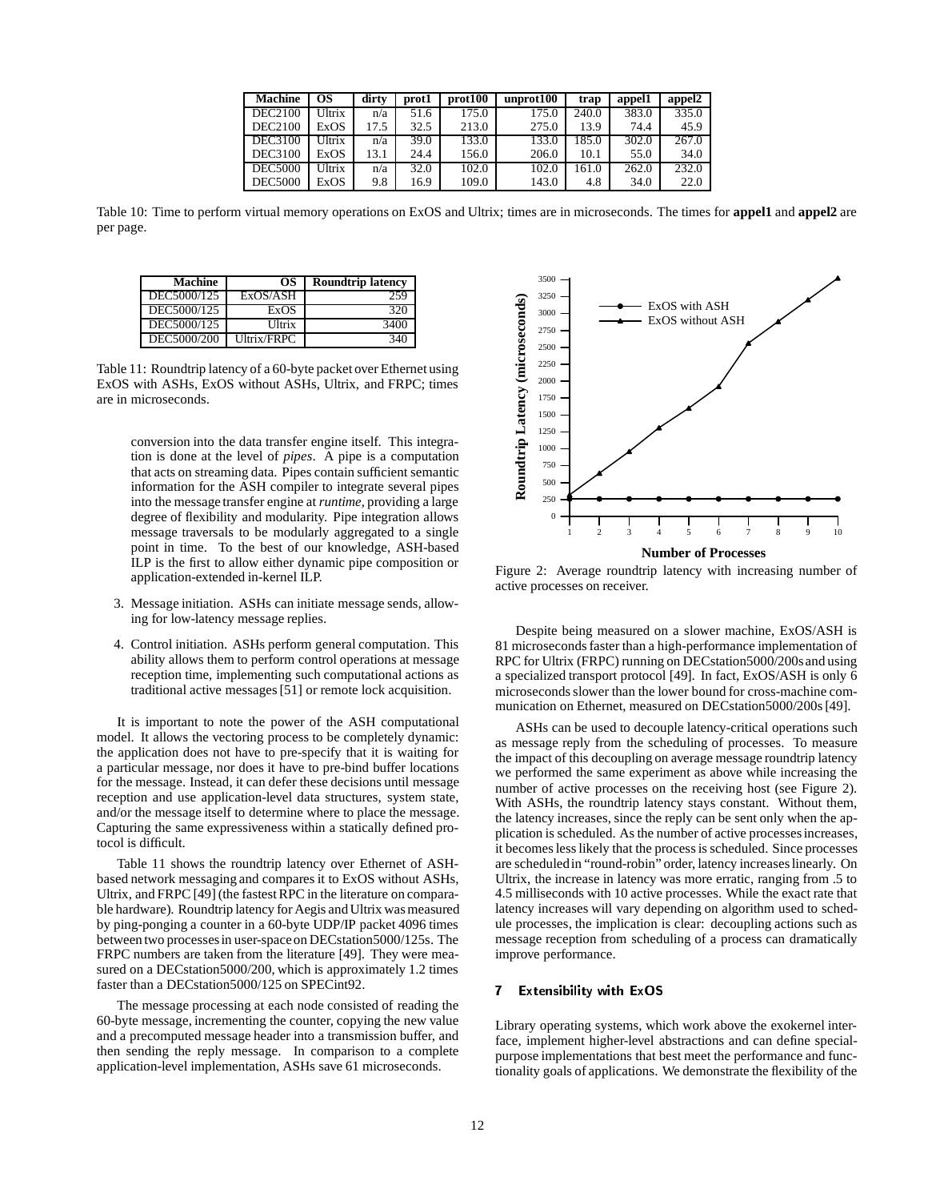| Machine | OS | dirty | prot1 | prot100 | unprot100 | trap | appel1 | appel2 |
|---|---|---|---|---|---|---|---|---|
| DEC2100 | Ultrix | n/a | 51.6 | 175.0 | 175.0 | 240.0 | 383.0 | 335.0 |
| DEC2100 | ExOS | 17.5 | 32.5 | 213.0 | 275.0 | 13.9 | 74.4 | 45.9 |
| DEC3100 | Ultrix | n/a | 39.0 | 133.0 | 133.0 | 185.0 | 302.0 | 267.0 |
| DEC3100 | ExOS | 13.1 | 24.4 | 156.0 | 206.0 | 10.1 | 55.0 | 34.0 |
| DEC5000 | Ultrix | n/a | 32.0 | 102.0 | 102.0 | 161.0 | 262.0 | 232.0 |
| DEC5000 | ExOS | 9.8 | 16.9 | 109.0 | 143.0 | 4.8 | 34.0 | 22.0 |

Table 10: Time to perform virtual memory operations on ExOS and Ultrix; times are in microseconds. The times for **appel1** and **appel2** are per page.

| Machine | OS | Roundtrip latency |
|---|---|---|
| DEC5000/125 | ExOS/ASH | 259 |
| DEC5000/125 | ExOS | 320 |
| DEC5000/125 | Ultrix | 3400 |
| DEC5000/200 | Ultrix/FRPC | 340 |

Table 11: Roundtrip latency of a 60-byte packet over Ethernet using ExOS with ASHs, ExOS without ASHs, Ultrix, and FRPC; times are in microseconds.

> conversion into the data transfer engine itself. This integration is done at the level of *pipes*. A pipe is a computation that acts on streaming data. Pipes contain sufficient semantic information for the ASH compiler to integrate several pipes into the message transfer engine at *runtime*, providing a large degree of flexibility and modularity. Pipe integration allows message traversals to be modularly aggregated to a single point in time. To the best of our knowledge, ASH-based ILP is the first to allow either dynamic pipe composition or application-extended in-kernel ILP.

3. Message initiation. ASHs can initiate message sends, allowing for low-latency message replies.

4. Control initiation. ASHs perform general computation. This ability allows them to perform control operations at message reception time, implementing such computational actions as traditional active messages [51] or remote lock acquisition.

It is important to note the power of the ASH computational model. It allows the vectoring process to be completely dynamic: the application does not have to pre-specify that it is waiting for a particular message, nor does it have to pre-bind buffer locations for the message. Instead, it can defer these decisions until message reception and use application-level data structures, system state, and/or the message itself to determine where to place the message. Capturing the same expressiveness within a statically defined protocol is difficult.

Table 11 shows the roundtrip latency over Ethernet of ASH-based network messaging and compares it to ExOS without ASHs, Ultrix, and FRPC [49] (the fastest RPC in the literature on comparable hardware). Roundtrip latency for Aegis and Ultrix was measured by ping-ponging a counter in a 60-byte UDP/IP packet 4096 times between two processes in user-space on DECstation5000/125s. The FRPC numbers are taken from the literature [49]. They were measured on a DECstation5000/200, which is approximately 1.2 times faster than a DECstation5000/125 on SPECint92.

The message processing at each node consisted of reading the 60-byte message, incrementing the counter, copying the new value and a precomputed message header into a transmission buffer, and then sending the reply message. In comparison to a complete application-level implementation, ASHs save 61 microseconds.

Figure 2: Average roundtrip latency with increasing number of active processes on receiver.

Despite being measured on a slower machine, ExOS/ASH is 81 microseconds faster than a high-performance implementation of RPC for Ultrix (FRPC) running on DECstation5000/200s and using a specialized transport protocol [49]. In fact, ExOS/ASH is only 6 microseconds slower than the lower bound for cross-machine communication on Ethernet, measured on DECstation5000/200s [49].

ASHs can be used to decouple latency-critical operations such as message reply from the scheduling of processes. To measure the impact of this decoupling on average message roundtrip latency we performed the same experiment as above while increasing the number of active processes on the receiving host (see Figure 2). With ASHs, the roundtrip latency stays constant. Without them, the latency increases, since the reply can be sent only when the application is scheduled. As the number of active processes increases, it becomes less likely that the process is scheduled. Since processes are scheduled in "round-robin" order, latency increases linearly. On Ultrix, the increase in latency was more erratic, ranging from .5 to 4.5 milliseconds with 10 active processes. While the exact rate that latency increases will vary depending on algorithm used to schedule processes, the implication is clear: decoupling actions such as message reception from scheduling of a process can dramatically improve performance.

## 7 Extensibility with ExOS

Library operating systems, which work above the exokernel interface, implement higher-level abstractions and can define special-purpose implementations that best meet the performance and functionality goals of applications. We demonstrate the flexibility of the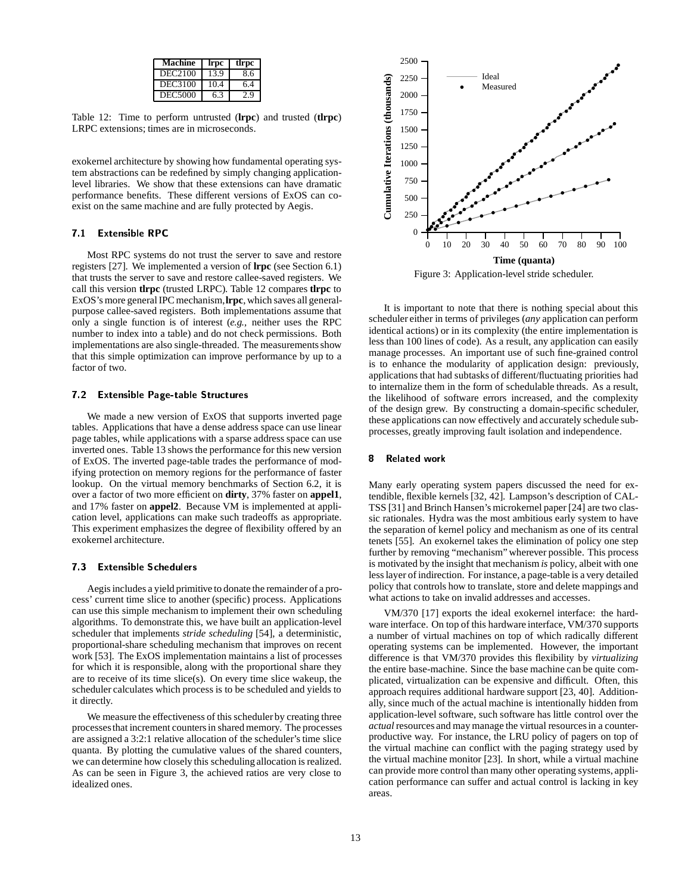| Machine | lrpc | tlrpc |
|---|---|---|
| DEC2100 | 13.9 | 8.6 |
| DEC3100 | 10.4 | 6.4 |
| DEC5000 | 6.3 | 2.9 |

Table 12: Time to perform untrusted (**lrpc**) and trusted (**tlrpc**) LRPC extensions; times are in microseconds.

exokernel architecture by showing how fundamental operating system abstractions can be redefined by simply changing application-level libraries. We show that these extensions can have dramatic performance benefits. These different versions of ExOS can coexist on the same machine and are fully protected by Aegis.

### 7.1 Extensible RPC

Most RPC systems do not trust the server to save and restore registers [27]. We implemented a version of **lrpc** (see Section 6.1) that trusts the server to save and restore callee-saved registers. We call this version **tlrpc** (trusted LRPC). Table 12 compares **tlrpc** to ExOS's more general IPC mechanism, **lrpc**, which saves all general-purpose callee-saved registers. Both implementations assume that only a single function is of interest (*e.g.*, neither uses the RPC number to index into a table) and do not check permissions. Both implementations are also single-threaded. The measurements show that this simple optimization can improve performance by up to a factor of two.

### 7.2 Extensible Page-table Structures

We made a new version of ExOS that supports inverted page tables. Applications that have a dense address space can use linear page tables, while applications with a sparse address space can use inverted ones. Table 13 shows the performance for this new version of ExOS. The inverted page-table trades the performance of modifying protection on memory regions for the performance of faster lookup. On the virtual memory benchmarks of Section 6.2, it is over a factor of two more efficient on **dirty**, 37% faster on **appel1**, and 17% faster on **appel2**. Because VM is implemented at application level, applications can make such tradeoffs as appropriate. This experiment emphasizes the degree of flexibility offered by an exokernel architecture.

### 7.3 Extensible Schedulers

Aegis includes a yield primitive to donate the remainder of a process' current time slice to another (specific) process. Applications can use this simple mechanism to implement their own scheduling algorithms. To demonstrate this, we have built an application-level scheduler that implements *stride scheduling* [54], a deterministic, proportional-share scheduling mechanism that improves on recent work [53]. The ExOS implementation maintains a list of processes for which it is responsible, along with the proportional share they are to receive of its time slice(s). On every time slice wakeup, the scheduler calculates which process is to be scheduled and yields to it directly.

We measure the effectiveness of this scheduler by creating three processes that increment counters in shared memory. The processes are assigned a 3:2:1 relative allocation of the scheduler's time slice quanta. By plotting the cumulative values of the shared counters, we can determine how closely this scheduling allocation is realized. As can be seen in Figure 3, the achieved ratios are very close to idealized ones.

Figure 3: Application-level stride scheduler.

It is important to note that there is nothing special about this scheduler either in terms of privileges (*any* application can perform identical actions) or in its complexity (the entire implementation is less than 100 lines of code). As a result, any application can easily manage processes. An important use of such fine-grained control is to enhance the modularity of application design: previously, applications that had subtasks of different/fluctuating priorities had to internalize them in the form of schedulable threads. As a result, the likelihood of software errors increased, and the complexity of the design grew. By constructing a domain-specific scheduler, these applications can now effectively and accurately schedule subprocesses, greatly improving fault isolation and independence.

## 8 Related work

Many early operating system papers discussed the need for extendible, flexible kernels [32, 42]. Lampson's description of CAL-TSS [31] and Brinch Hansen's microkernel paper [24] are two classic rationales. Hydra was the most ambitious early system to have the separation of kernel policy and mechanism as one of its central tenets [55]. An exokernel takes the elimination of policy one step further by removing "mechanism" wherever possible. This process is motivated by the insight that mechanism *is* policy, albeit with one less layer of indirection. For instance, a page-table is a very detailed policy that controls how to translate, store and delete mappings and what actions to take on invalid addresses and accesses.

VM/370 [17] exports the ideal exokernel interface: the hardware interface. On top of this hardware interface, VM/370 supports a number of virtual machines on top of which radically different operating systems can be implemented. However, the important difference is that VM/370 provides this flexibility by *virtualizing* the entire base-machine. Since the base machine can be quite complicated, virtualization can be expensive and difficult. Often, this approach requires additional hardware support [23, 40]. Additionally, since much of the actual machine is intentionally hidden from application-level software, such software has little control over the *actual* resources and may manage the virtual resources in a counterproductive way. For instance, the LRU policy of pagers on top of the virtual machine can conflict with the paging strategy used by the virtual machine monitor [23]. In short, while a virtual machine can provide more control than many other operating systems, application performance can suffer and actual control is lacking in key areas.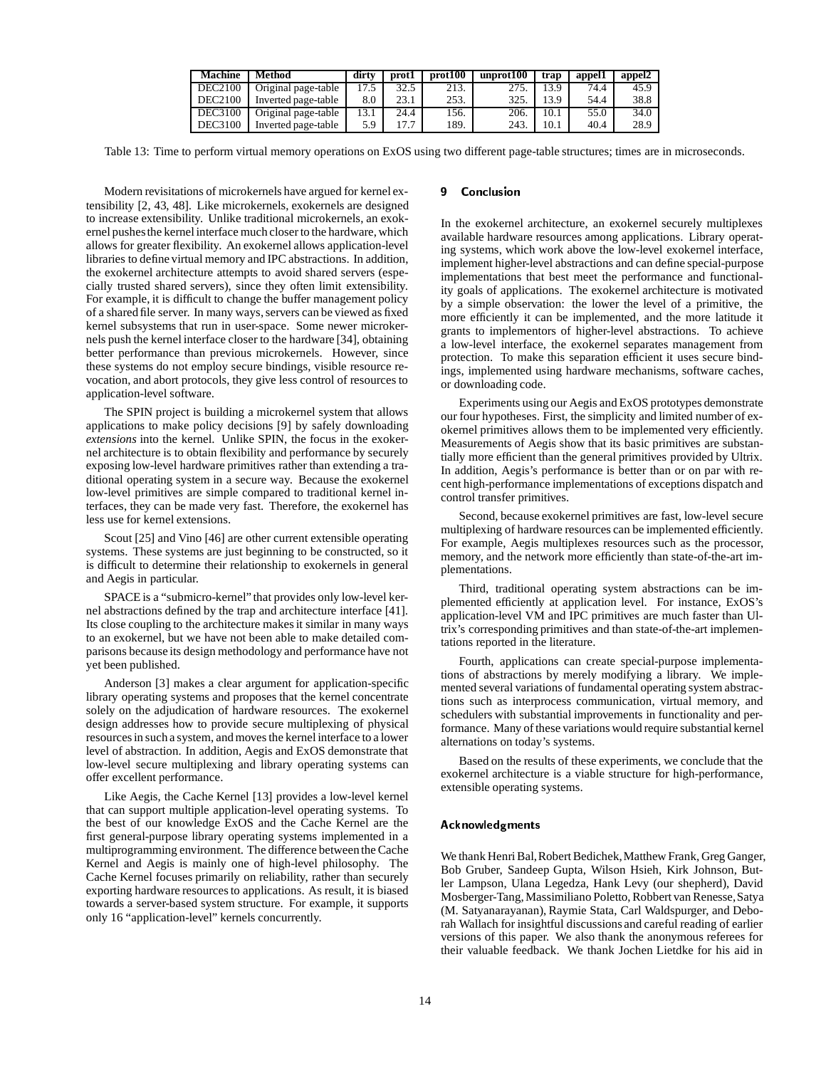| Machine | Method | dirty | prot1 | prot100 | unprot100 | trap | appel1 | appel2 |
|---|---|---|---|---|---|---|---|---|
| DEC2100 | Original page-table | 17.5 | 32.5 | 213. | 275. | 13.9 | 74.4 | 45.9 |
| DEC2100 | Inverted page-table | 8.0 | 23.1 | 253. | 325. | 13.9 | 54.4 | 38.8 |
| DEC3100 | Original page-table | 13.1 | 24.4 | 156. | 206. | 10.1 | 55.0 | 34.0 |
| DEC3100 | Inverted page-table | 5.9 | 17.7 | 189. | 243. | 10.1 | 40.4 | 28.9 |

Table 13: Time to perform virtual memory operations on ExOS using two different page-table structures; times are in microseconds.

Modern revisitations of microkernels have argued for kernel extensibility [2, 43, 48]. Like microkernels, exokernels are designed to increase extensibility. Unlike traditional microkernels, an exokernel pushes the kernel interface much closer to the hardware, which allows for greater flexibility. An exokernel allows application-level libraries to define virtual memory and IPC abstractions. In addition, the exokernel architecture attempts to avoid shared servers (especially trusted shared servers), since they often limit extensibility. For example, it is difficult to change the buffer management policy of a shared file server. In many ways, servers can be viewed as fixed kernel subsystems that run in user-space. Some newer microkernels push the kernel interface closer to the hardware [34], obtaining better performance than previous microkernels. However, since these systems do not employ secure bindings, visible resource revocation, and abort protocols, they give less control of resources to application-level software.

The SPIN project is building a microkernel system that allows applications to make policy decisions [9] by safely downloading *extensions* into the kernel. Unlike SPIN, the focus in the exokernel architecture is to obtain flexibility and performance by securely exposing low-level hardware primitives rather than extending a traditional operating system in a secure way. Because the exokernel low-level primitives are simple compared to traditional kernel interfaces, they can be made very fast. Therefore, the exokernel has less use for kernel extensions.

Scout [25] and Vino [46] are other current extensible operating systems. These systems are just beginning to be constructed, so it is difficult to determine their relationship to exokernels in general and Aegis in particular.

SPACE is a "submicro-kernel" that provides only low-level kernel abstractions defined by the trap and architecture interface [41]. Its close coupling to the architecture makes it similar in many ways to an exokernel, but we have not been able to make detailed comparisons because its design methodology and performance have not yet been published.

Anderson [3] makes a clear argument for application-specific library operating systems and proposes that the kernel concentrate solely on the adjudication of hardware resources. The exokernel design addresses how to provide secure multiplexing of physical resources in such a system, and moves the kernel interface to a lower level of abstraction. In addition, Aegis and ExOS demonstrate that low-level secure multiplexing and library operating systems can offer excellent performance.

Like Aegis, the Cache Kernel [13] provides a low-level kernel that can support multiple application-level operating systems. To the best of our knowledge ExOS and the Cache Kernel are the first general-purpose library operating systems implemented in a multiprogramming environment. The difference between the Cache Kernel and Aegis is mainly one of high-level philosophy. The Cache Kernel focuses primarily on reliability, rather than securely exporting hardware resources to applications. As result, it is biased towards a server-based system structure. For example, it supports only 16 "application-level" kernels concurrently.

## 9 Conclusion

In the exokernel architecture, an exokernel securely multiplexes available hardware resources among applications. Library operating systems, which work above the low-level exokernel interface, implement higher-level abstractions and can define special-purpose implementations that best meet the performance and functionality goals of applications. The exokernel architecture is motivated by a simple observation: the lower the level of a primitive, the more efficiently it can be implemented, and the more latitude it grants to implementors of higher-level abstractions. To achieve a low-level interface, the exokernel separates management from protection. To make this separation efficient it uses secure bindings, implemented using hardware mechanisms, software caches, or downloading code.

Experiments using our Aegis and ExOS prototypes demonstrate our four hypotheses. First, the simplicity and limited number of exokernel primitives allows them to be implemented very efficiently. Measurements of Aegis show that its basic primitives are substantially more efficient than the general primitives provided by Ultrix. In addition, Aegis's performance is better than or on par with recent high-performance implementations of exceptions dispatch and control transfer primitives.

Second, because exokernel primitives are fast, low-level secure multiplexing of hardware resources can be implemented efficiently. For example, Aegis multiplexes resources such as the processor, memory, and the network more efficiently than state-of-the-art implementations.

Third, traditional operating system abstractions can be implemented efficiently at application level. For instance, ExOS's application-level VM and IPC primitives are much faster than Ultrix's corresponding primitives and than state-of-the-art implementations reported in the literature.

Fourth, applications can create special-purpose implementations of abstractions by merely modifying a library. We implemented several variations of fundamental operating system abstractions such as interprocess communication, virtual memory, and schedulers with substantial improvements in functionality and performance. Many of these variations would require substantial kernel alternations on today's systems.

Based on the results of these experiments, we conclude that the exokernel architecture is a viable structure for high-performance, extensible operating systems.

## Acknowledgments

We thank Henri Bal, Robert Bedichek, Matthew Frank, Greg Ganger, Bob Gruber, Sandeep Gupta, Wilson Hsieh, Kirk Johnson, Butler Lampson, Ulana Legedza, Hank Levy (our shepherd), David Mosberger-Tang, Massimiliano Poletto, Robbert van Renesse, Satya (M. Satyanarayanan), Raymie Stata, Carl Waldspurger, and Deborah Wallach for insightful discussions and careful reading of earlier versions of this paper. We also thank the anonymous referees for their valuable feedback. We thank Jochen Lietdke for his aid in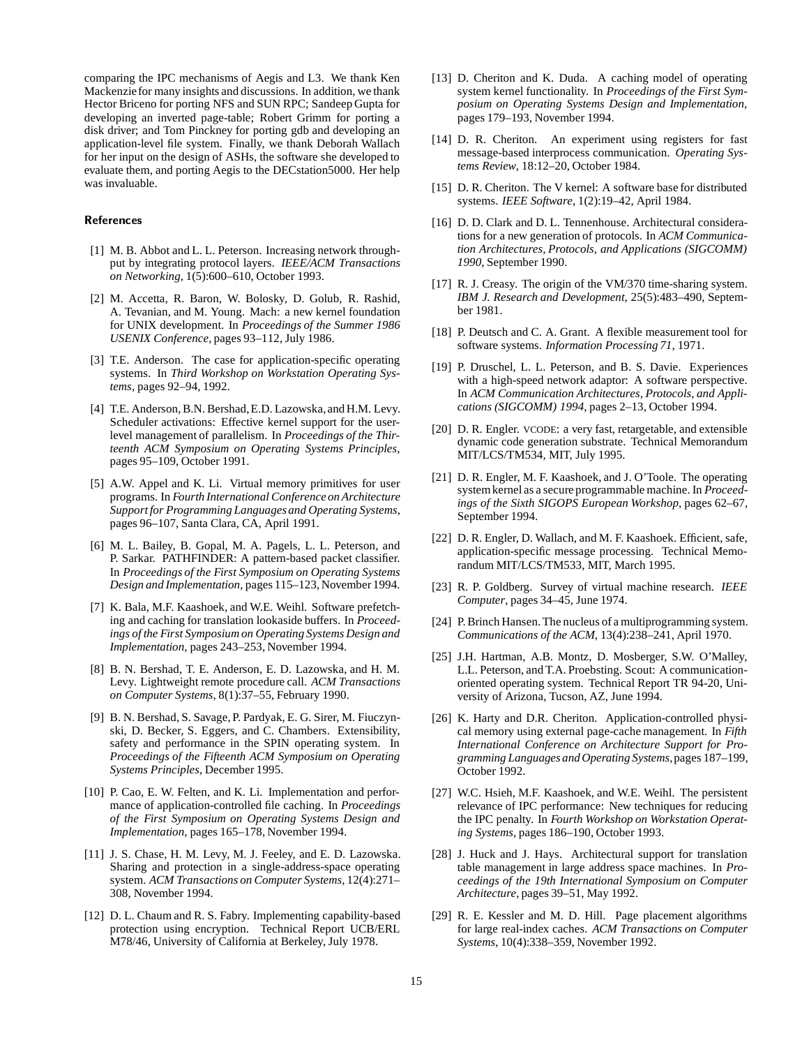comparing the IPC mechanisms of Aegis and L3. We thank Ken Mackenzie for many insights and discussions. In addition, we thank Hector Briceno for porting NFS and SUN RPC; Sandeep Gupta for developing an inverted page-table; Robert Grimm for porting a disk driver; and Tom Pinckney for porting gdb and developing an application-level file system. Finally, we thank Deborah Wallach for her input on the design of ASHs, the software she developed to evaluate them, and porting Aegis to the DECstation5000. Her help was invaluable.

## References

[1] M. B. Abbot and L. L. Peterson. Increasing network throughput by integrating protocol layers. *IEEE/ACM Transactions on Networking*, 1(5):600–610, October 1993.

[2] M. Accetta, R. Baron, W. Bolosky, D. Golub, R. Rashid, A. Tevanian, and M. Young. Mach: a new kernel foundation for UNIX development. In *Proceedings of the Summer 1986 USENIX Conference*, pages 93–112, July 1986.

[3] T.E. Anderson. The case for application-specific operating systems. In *Third Workshop on Workstation Operating Systems*, pages 92–94, 1992.

[4] T.E. Anderson, B.N. Bershad, E.D. Lazowska, and H.M. Levy. Scheduler activations: Effective kernel support for the user-level management of parallelism. In *Proceedings of the Thirteenth ACM Symposium on Operating Systems Principles*, pages 95–109, October 1991.

[5] A.W. Appel and K. Li. Virtual memory primitives for user programs. In *Fourth International Conference on Architecture Support for Programming Languages and Operating Systems*, pages 96–107, Santa Clara, CA, April 1991.

[6] M. L. Bailey, B. Gopal, M. A. Pagels, L. L. Peterson, and P. Sarkar. PATHFINDER: A pattern-based packet classifier. In *Proceedings of the First Symposium on Operating Systems Design and Implementation*, pages 115–123, November 1994.

[7] K. Bala, M.F. Kaashoek, and W.E. Weihl. Software prefetching and caching for translation lookaside buffers. In *Proceedings of the First Symposium on Operating Systems Design and Implementation*, pages 243–253, November 1994.

[8] B. N. Bershad, T. E. Anderson, E. D. Lazowska, and H. M. Levy. Lightweight remote procedure call. *ACM Transactions on Computer Systems*, 8(1):37–55, February 1990.

[9] B. N. Bershad, S. Savage, P. Pardyak, E. G. Sirer, M. Fiuczynski, D. Becker, S. Eggers, and C. Chambers. Extensibility, safety and performance in the SPIN operating system. In *Proceedings of the Fifteenth ACM Symposium on Operating Systems Principles*, December 1995.

[10] P. Cao, E. W. Felten, and K. Li. Implementation and performance of application-controlled file caching. In *Proceedings of the First Symposium on Operating Systems Design and Implementation*, pages 165–178, November 1994.

[11] J. S. Chase, H. M. Levy, M. J. Feeley, and E. D. Lazowska. Sharing and protection in a single-address-space operating system. *ACM Transactions on Computer Systems*, 12(4):271–308, November 1994.

[12] D. L. Chaum and R. S. Fabry. Implementing capability-based protection using encryption. Technical Report UCB/ERL M78/46, University of California at Berkeley, July 1978.

[13] D. Cheriton and K. Duda. A caching model of operating system kernel functionality. In *Proceedings of the First Symposium on Operating Systems Design and Implementation*, pages 179–193, November 1994.

[14] D. R. Cheriton. An experiment using registers for fast message-based interprocess communication. *Operating Systems Review*, 18:12–20, October 1984.

[15] D. R. Cheriton. The V kernel: A software base for distributed systems. *IEEE Software*, 1(2):19–42, April 1984.

[16] D. D. Clark and D. L. Tennenhouse. Architectural considerations for a new generation of protocols. In *ACM Communication Architectures, Protocols, and Applications (SIGCOMM) 1990*, September 1990.

[17] R. J. Creasy. The origin of the VM/370 time-sharing system. *IBM J. Research and Development*, 25(5):483–490, September 1981.

[18] P. Deutsch and C. A. Grant. A flexible measurement tool for software systems. *Information Processing 71*, 1971.

[19] P. Druschel, L. L. Peterson, and B. S. Davie. Experiences with a high-speed network adaptor: A software perspective. In *ACM Communication Architectures, Protocols, and Applications (SIGCOMM) 1994*, pages 2–13, October 1994.

[20] D. R. Engler. VCODE: a very fast, retargetable, and extensible dynamic code generation substrate. Technical Memorandum MIT/LCS/TM534, MIT, July 1995.

[21] D. R. Engler, M. F. Kaashoek, and J. O'Toole. The operating system kernel as a secure programmable machine. In *Proceedings of the Sixth SIGOPS European Workshop*, pages 62–67, September 1994.

[22] D. R. Engler, D. Wallach, and M. F. Kaashoek. Efficient, safe, application-specific message processing. Technical Memorandum MIT/LCS/TM533, MIT, March 1995.

[23] R. P. Goldberg. Survey of virtual machine research. *IEEE Computer*, pages 34–45, June 1974.

[24] P. Brinch Hansen. The nucleus of a multiprogramming system. *Communications of the ACM*, 13(4):238–241, April 1970.

[25] J.H. Hartman, A.B. Montz, D. Mosberger, S.W. O'Malley, L.L. Peterson, and T.A. Proebsting. Scout: A communication-oriented operating system. Technical Report TR 94-20, University of Arizona, Tucson, AZ, June 1994.

[26] K. Harty and D.R. Cheriton. Application-controlled physical memory using external page-cache management. In *Fifth International Conference on Architecture Support for Programming Languages and Operating Systems*, pages 187–199, October 1992.

[27] W.C. Hsieh, M.F. Kaashoek, and W.E. Weihl. The persistent relevance of IPC performance: New techniques for reducing the IPC penalty. In *Fourth Workshop on Workstation Operating Systems*, pages 186–190, October 1993.

[28] J. Huck and J. Hays. Architectural support for translation table management in large address space machines. In *Proceedings of the 19th International Symposium on Computer Architecture*, pages 39–51, May 1992.

[29] R. E. Kessler and M. D. Hill. Page placement algorithms for large real-index caches. *ACM Transactions on Computer Systems*, 10(4):338–359, November 1992.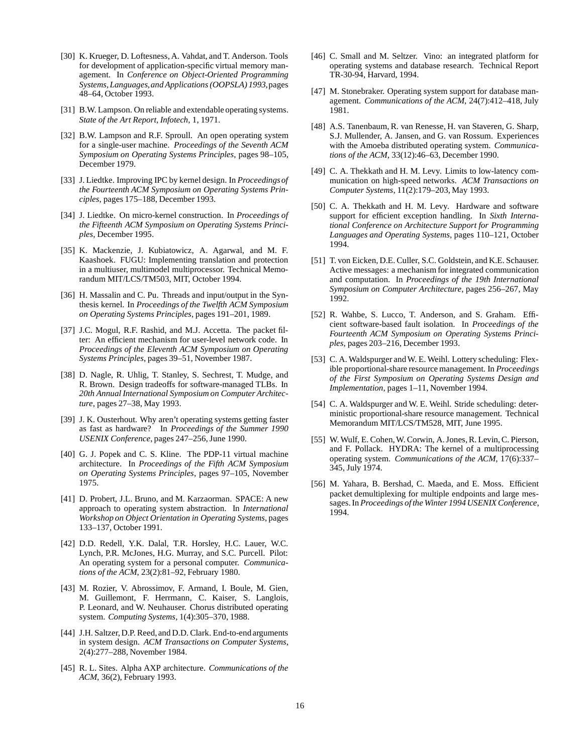[30] K. Krueger, D. Loftesness, A. Vahdat, and T. Anderson. Tools for development of application-specific virtual memory management. In *Conference on Object-Oriented Programming Systems, Languages, and Applications (OOPSLA) 1993*, pages 48–64, October 1993.

[31] B.W. Lampson. On reliable and extendable operating systems. *State of the Art Report, Infotech*, 1, 1971.

[32] B.W. Lampson and R.F. Sproull. An open operating system for a single-user machine. *Proceedings of the Seventh ACM Symposium on Operating Systems Principles*, pages 98–105, December 1979.

[33] J. Liedtke. Improving IPC by kernel design. In *Proceedings of the Fourteenth ACM Symposium on Operating Systems Principles*, pages 175–188, December 1993.

[34] J. Liedtke. On micro-kernel construction. In *Proceedings of the Fifteenth ACM Symposium on Operating Systems Principles*, December 1995.

[35] K. Mackenzie, J. Kubiatowicz, A. Agarwal, and M. F. Kaashoek. FUGU: Implementing translation and protection in a multiuser, multimodel multiprocessor. Technical Memorandum MIT/LCS/TM503, MIT, October 1994.

[36] H. Massalin and C. Pu. Threads and input/output in the Synthesis kernel. In *Proceedings of the Twelfth ACM Symposium on Operating Systems Principles*, pages 191–201, 1989.

[37] J.C. Mogul, R.F. Rashid, and M.J. Accetta. The packet filter: An efficient mechanism for user-level network code. In *Proceedings of the Eleventh ACM Symposium on Operating Systems Principles*, pages 39–51, November 1987.

[38] D. Nagle, R. Uhlig, T. Stanley, S. Sechrest, T. Mudge, and R. Brown. Design tradeoffs for software-managed TLBs. In *20th Annual International Symposium on Computer Architecture*, pages 27–38, May 1993.

[39] J. K. Ousterhout. Why aren't operating systems getting faster as fast as hardware? In *Proceedings of the Summer 1990 USENIX Conference*, pages 247–256, June 1990.

[40] G. J. Popek and C. S. Kline. The PDP-11 virtual machine architecture. In *Proceedings of the Fifth ACM Symposium on Operating Systems Principles*, pages 97–105, November 1975.

[41] D. Probert, J.L. Bruno, and M. Karzaorman. SPACE: A new approach to operating system abstraction. In *International Workshop on Object Orientation in Operating Systems*, pages 133–137, October 1991.

[42] D.D. Redell, Y.K. Dalal, T.R. Horsley, H.C. Lauer, W.C. Lynch, P.R. McJones, H.G. Murray, and S.C. Purcell. Pilot: An operating system for a personal computer. *Communications of the ACM*, 23(2):81–92, February 1980.

[43] M. Rozier, V. Abrossimov, F. Armand, I. Boule, M. Gien, M. Guillemont, F. Herrmann, C. Kaiser, S. Langlois, P. Leonard, and W. Neuhauser. Chorus distributed operating system. *Computing Systems*, 1(4):305–370, 1988.

[44] J.H. Saltzer, D.P. Reed, and D.D. Clark. End-to-end arguments in system design. *ACM Transactions on Computer Systems*, 2(4):277–288, November 1984.

[45] R. L. Sites. Alpha AXP architecture. *Communications of the ACM*, 36(2), February 1993.

[46] C. Small and M. Seltzer. Vino: an integrated platform for operating systems and database research. Technical Report TR-30-94, Harvard, 1994.

[47] M. Stonebraker. Operating system support for database management. *Communications of the ACM*, 24(7):412–418, July 1981.

[48] A.S. Tanenbaum, R. van Renesse, H. van Staveren, G. Sharp, S.J. Mullender, A. Jansen, and G. van Rossum. Experiences with the Amoeba distributed operating system. *Communications of the ACM*, 33(12):46–63, December 1990.

[49] C. A. Thekkath and H. M. Levy. Limits to low-latency communication on high-speed networks. *ACM Transactions on Computer Systems*, 11(2):179–203, May 1993.

[50] C. A. Thekkath and H. M. Levy. Hardware and software support for efficient exception handling. In *Sixth International Conference on Architecture Support for Programming Languages and Operating Systems*, pages 110–121, October 1994.

[51] T. von Eicken, D.E. Culler, S.C. Goldstein, and K.E. Schauser. Active messages: a mechanism for integrated communication and computation. In *Proceedings of the 19th International Symposium on Computer Architecture*, pages 256–267, May 1992.

[52] R. Wahbe, S. Lucco, T. Anderson, and S. Graham. Efficient software-based fault isolation. In *Proceedings of the Fourteenth ACM Symposium on Operating Systems Principles*, pages 203–216, December 1993.

[53] C. A. Waldspurger and W. E. Weihl. Lottery scheduling: Flexible proportional-share resource management. In *Proceedings of the First Symposium on Operating Systems Design and Implementation*, pages 1–11, November 1994.

[54] C. A. Waldspurger and W. E. Weihl. Stride scheduling: deterministic proportional-share resource management. Technical Memorandum MIT/LCS/TM528, MIT, June 1995.

[55] W. Wulf, E. Cohen, W. Corwin, A. Jones, R. Levin, C. Pierson, and F. Pollack. HYDRA: The kernel of a multiprocessing operating system. *Communications of the ACM*, 17(6):337–345, July 1974.

[56] M. Yahara, B. Bershad, C. Maeda, and E. Moss. Efficient packet demultiplexing for multiple endpoints and large messages. In *Proceedings of the Winter 1994 USENIX Conference*, 1994.